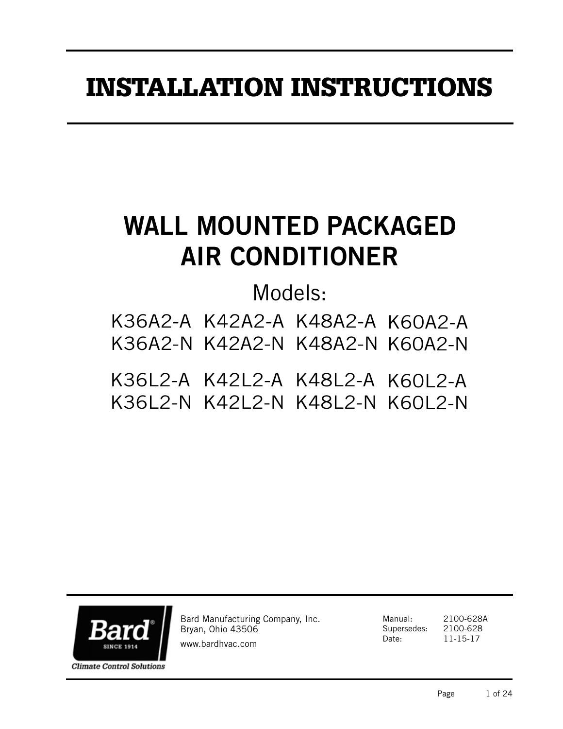# INSTALLATION INSTRUCTIONS

# WALL MOUNTED PACKAGED AIR CONDITIONER

Models:

K36A2-A K42A2-A K48A2-A K60A2-A
K36A2-N K42A2-N K48A2-N K60A2-N

K36L2-A K42L2-A K48L2-A K60L2-A
K36L2-N K42L2-N K48L2-N K60L2-N

Bard®
SINCE 1914
*Climate Control Solutions*

Bard Manufacturing Company, Inc.
Bryan, Ohio 43506
www.bardhvac.com

Manual: 2100-628A
Supersedes: 2100-628
Date: 11-15-17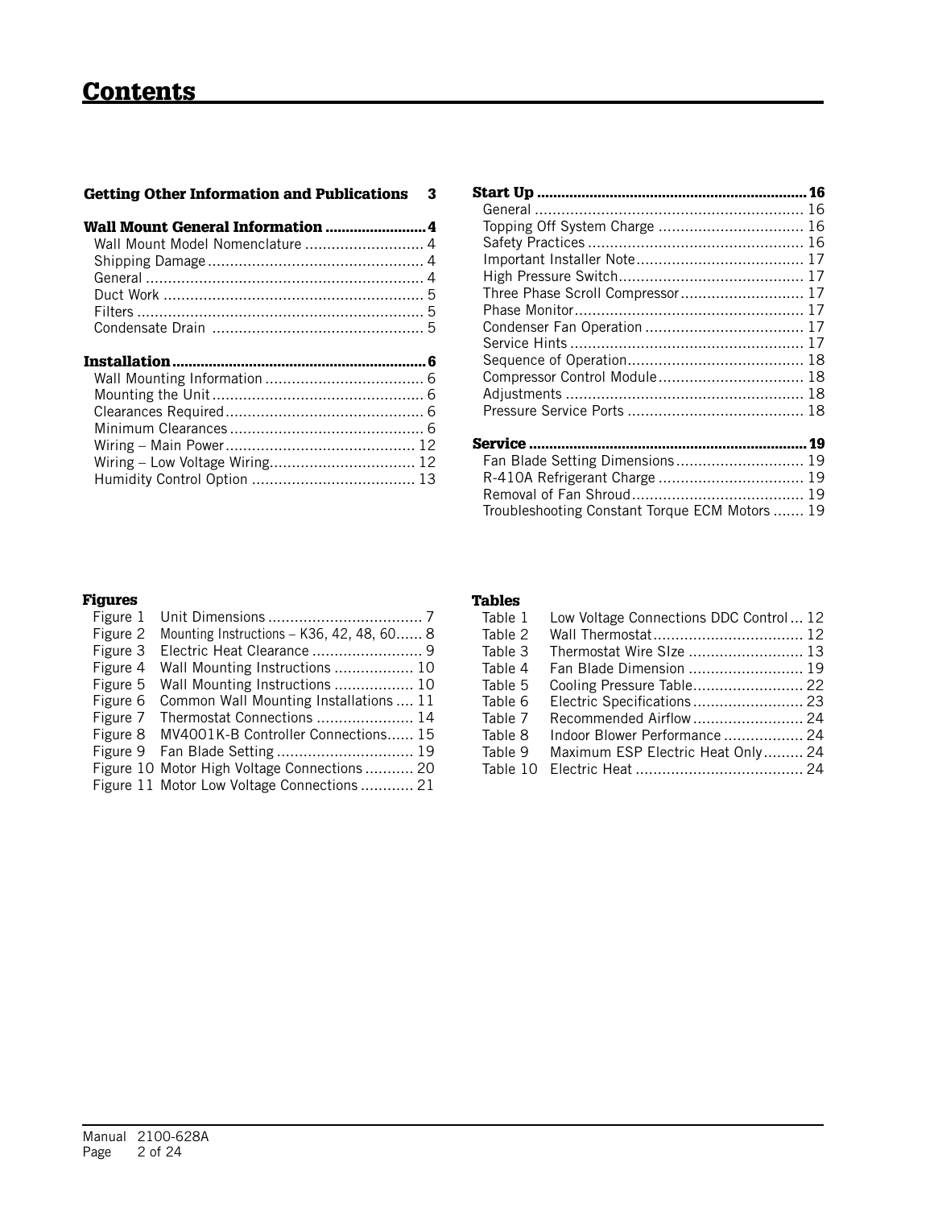# Contents

**Getting Other Information and Publications** 3

**Wall Mount General Information** ........................ 4
- Wall Mount Model Nomenclature ........................... 4
- Shipping Damage ................................................. 4
- General ............................................................... 4
- Duct Work ........................................................... 5
- Filters ................................................................. 5
- Condensate Drain ................................................ 5

**Installation** .......................................................... 6
- Wall Mounting Information .................................... 6
- Mounting the Unit ................................................ 6
- Clearances Required ............................................. 6
- Minimum Clearances ............................................ 6
- Wiring – Main Power ........................................... 12
- Wiring – Low Voltage Wiring ................................. 12
- Humidity Control Option ..................................... 13

**Start Up** ............................................................. 16
- General ............................................................. 16
- Topping Off System Charge ................................. 16
- Safety Practices ................................................. 16
- Important Installer Note ...................................... 17
- High Pressure Switch .......................................... 17
- Three Phase Scroll Compressor ............................ 17
- Phase Monitor .................................................... 17
- Condenser Fan Operation .................................... 17
- Service Hints ..................................................... 17
- Sequence of Operation ........................................ 18
- Compressor Control Module ................................. 18
- Adjustments ...................................................... 18
- Pressure Service Ports ........................................ 18

**Service** ............................................................... 19
- Fan Blade Setting Dimensions ............................. 19
- R-410A Refrigerant Charge ................................. 19
- Removal of Fan Shroud ....................................... 19
- Troubleshooting Constant Torque ECM Motors ....... 19

**Figures**
- Figure 1 Unit Dimensions ................................... 7
- Figure 2 Mounting Instructions – K36, 42, 48, 60 ...... 8
- Figure 3 Electric Heat Clearance ......................... 9
- Figure 4 Wall Mounting Instructions .................. 10
- Figure 5 Wall Mounting Instructions .................. 10
- Figure 6 Common Wall Mounting Installations .... 11
- Figure 7 Thermostat Connections ...................... 14
- Figure 8 MV4001K-B Controller Connections ...... 15
- Figure 9 Fan Blade Setting ............................... 19
- Figure 10 Motor High Voltage Connections ........... 20
- Figure 11 Motor Low Voltage Connections ............ 21

**Tables**
- Table 1 Low Voltage Connections DDC Control ... 12
- Table 2 Wall Thermostat .................................. 12
- Table 3 Thermostat Wire SIze .......................... 13
- Table 4 Fan Blade Dimension .......................... 19
- Table 5 Cooling Pressure Table ......................... 22
- Table 6 Electric Specifications .......................... 23
- Table 7 Recommended Airflow ......................... 24
- Table 8 Indoor Blower Performance .................. 24
- Table 9 Maximum ESP Electric Heat Only ......... 24
- Table 10 Electric Heat ...................................... 24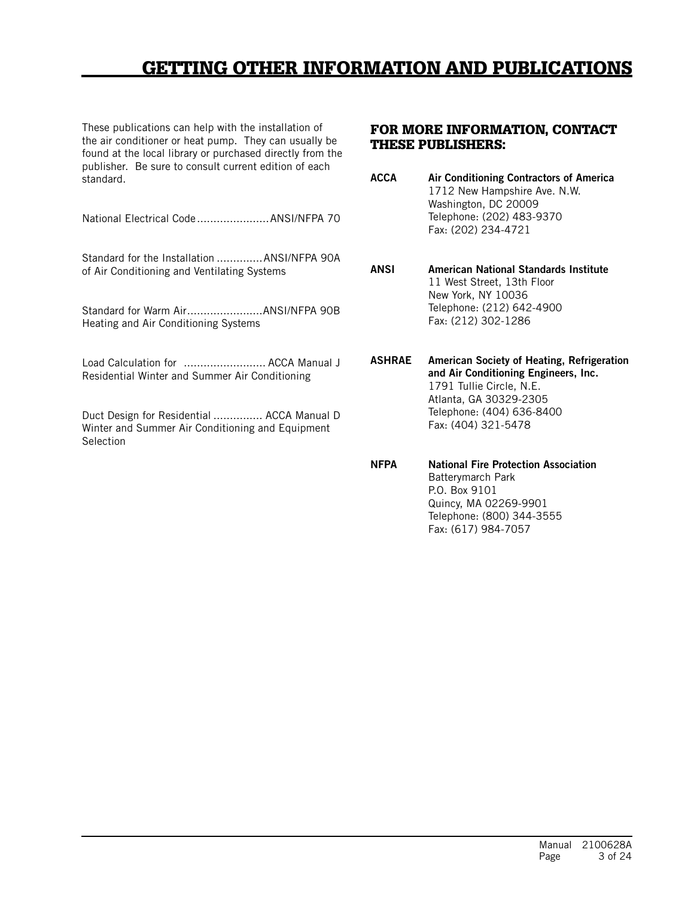# GETTING OTHER INFORMATION AND PUBLICATIONS

These publications can help with the installation of the air conditioner or heat pump. They can usually be found at the local library or purchased directly from the publisher. Be sure to consult current edition of each standard.

National Electrical Code ...................... ANSI/NFPA 70

Standard for the Installation .............. ANSI/NFPA 90A
of Air Conditioning and Ventilating Systems

Standard for Warm Air....................... ANSI/NFPA 90B
Heating and Air Conditioning Systems

Load Calculation for ......................... ACCA Manual J
Residential Winter and Summer Air Conditioning

Duct Design for Residential ............... ACCA Manual D
Winter and Summer Air Conditioning and Equipment Selection

## FOR MORE INFORMATION, CONTACT THESE PUBLISHERS:

**ACCA** — **Air Conditioning Contractors of America**
1712 New Hampshire Ave. N.W.
Washington, DC 20009
Telephone: (202) 483-9370
Fax: (202) 234-4721

**ANSI** — **American National Standards Institute**
11 West Street, 13th Floor
New York, NY 10036
Telephone: (212) 642-4900
Fax: (212) 302-1286

**ASHRAE** — **American Society of Heating, Refrigeration and Air Conditioning Engineers, Inc.**
1791 Tullie Circle, N.E.
Atlanta, GA 30329-2305
Telephone: (404) 636-8400
Fax: (404) 321-5478

**NFPA** — **National Fire Protection Association**
Batterymarch Park
P.O. Box 9101
Quincy, MA 02269-9901
Telephone: (800) 344-3555
Fax: (617) 984-7057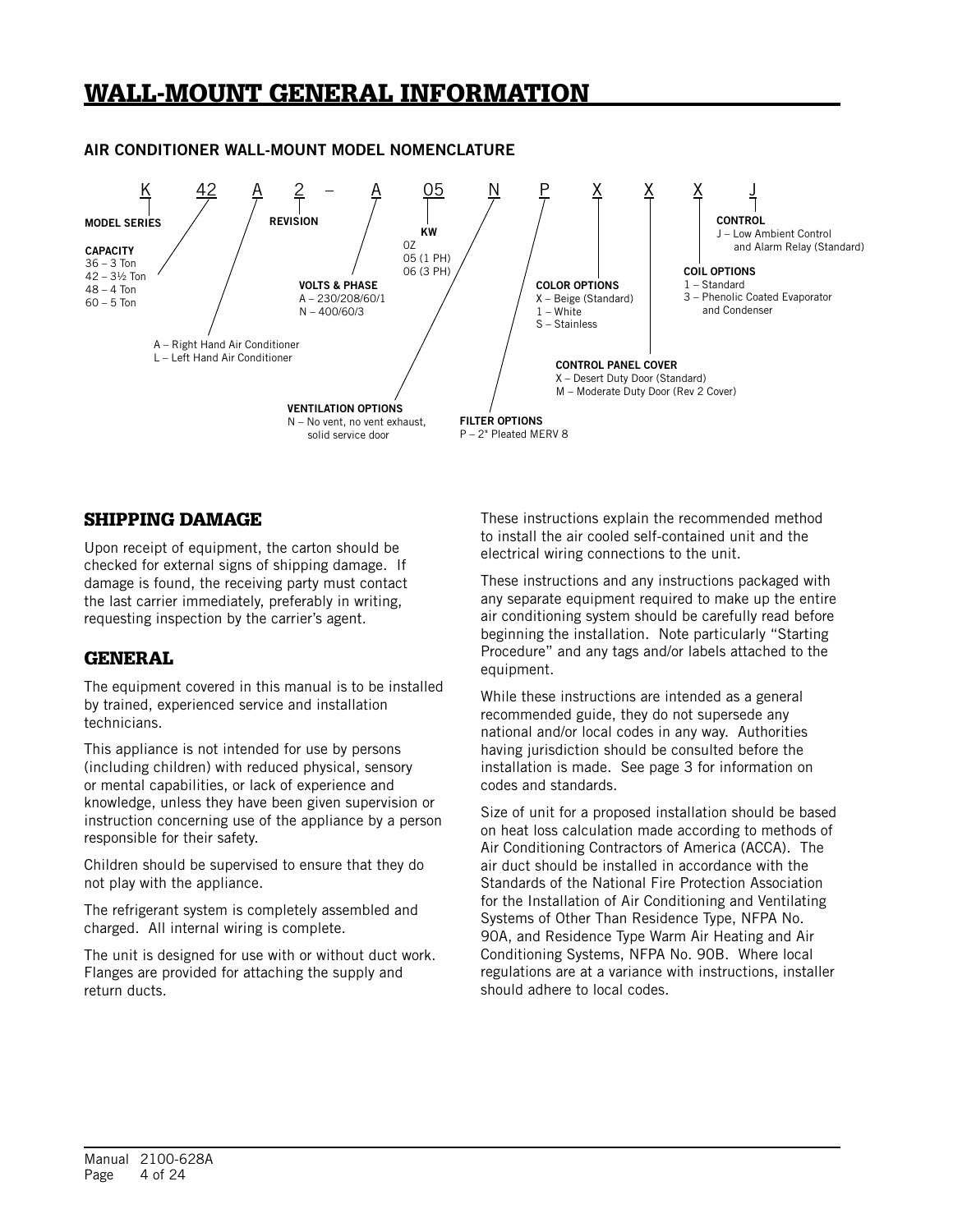# WALL-MOUNT GENERAL INFORMATION

## AIR CONDITIONER WALL-MOUNT MODEL NOMENCLATURE

K 42 A 2 – A 05 N P X X X J

- **MODEL SERIES**: K
- **CAPACITY**: 42
  - 36 – 3 Ton
  - 42 – 3½ Ton
  - 48 – 4 Ton
  - 60 – 5 Ton
- A – Right Hand Air Conditioner; L – Left Hand Air Conditioner
- **REVISION**: 2
- **VOLTS & PHASE**: A
  - A – 230/208/60/1
  - N – 400/60/3
- **KW**: 05
  - 0Z
  - 05 (1 PH)
  - 06 (3 PH)
- **VENTILATION OPTIONS**: N
  - N – No vent, no vent exhaust, solid service door
- **FILTER OPTIONS**: P
  - P – 2" Pleated MERV 8
- **COLOR OPTIONS**: X
  - X – Beige (Standard)
  - 1 – White
  - S – Stainless
- **CONTROL PANEL COVER**: X
  - X – Desert Duty Door (Standard)
  - M – Moderate Duty Door (Rev 2 Cover)
- **COIL OPTIONS**: X
  - 1 – Standard
  - 3 – Phenolic Coated Evaporator and Condenser
- **CONTROL**: J
  - J – Low Ambient Control and Alarm Relay (Standard)

## SHIPPING DAMAGE

Upon receipt of equipment, the carton should be checked for external signs of shipping damage. If damage is found, the receiving party must contact the last carrier immediately, preferably in writing, requesting inspection by the carrier's agent.

## GENERAL

The equipment covered in this manual is to be installed by trained, experienced service and installation technicians.

This appliance is not intended for use by persons (including children) with reduced physical, sensory or mental capabilities, or lack of experience and knowledge, unless they have been given supervision or instruction concerning use of the appliance by a person responsible for their safety.

Children should be supervised to ensure that they do not play with the appliance.

The refrigerant system is completely assembled and charged. All internal wiring is complete.

The unit is designed for use with or without duct work. Flanges are provided for attaching the supply and return ducts.

These instructions explain the recommended method to install the air cooled self-contained unit and the electrical wiring connections to the unit.

These instructions and any instructions packaged with any separate equipment required to make up the entire air conditioning system should be carefully read before beginning the installation. Note particularly "Starting Procedure" and any tags and/or labels attached to the equipment.

While these instructions are intended as a general recommended guide, they do not supersede any national and/or local codes in any way. Authorities having jurisdiction should be consulted before the installation is made. See page 3 for information on codes and standards.

Size of unit for a proposed installation should be based on heat loss calculation made according to methods of Air Conditioning Contractors of America (ACCA). The air duct should be installed in accordance with the Standards of the National Fire Protection Association for the Installation of Air Conditioning and Ventilating Systems of Other Than Residence Type, NFPA No. 90A, and Residence Type Warm Air Heating and Air Conditioning Systems, NFPA No. 90B. Where local regulations are at a variance with instructions, installer should adhere to local codes.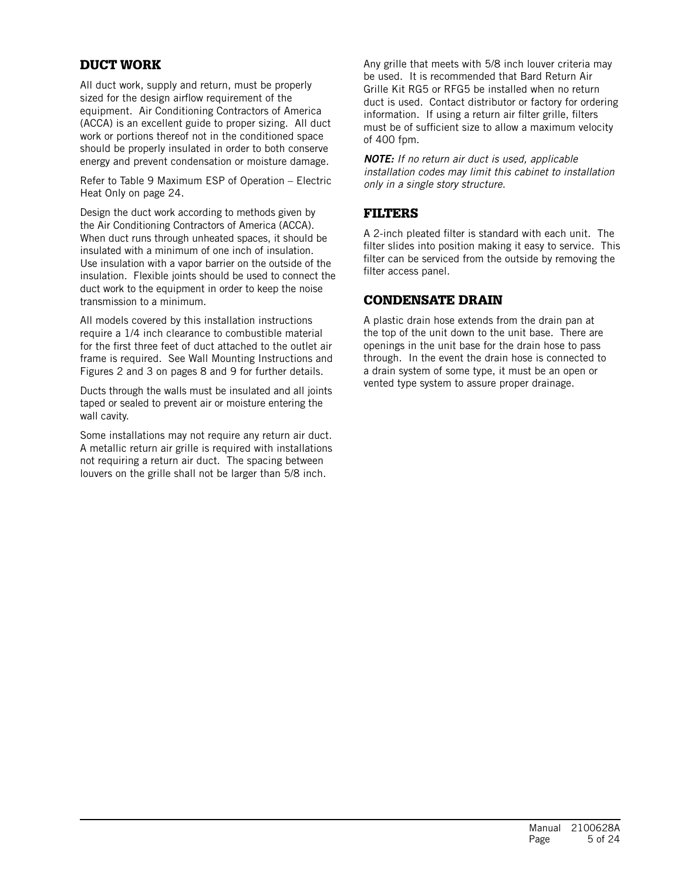## DUCT WORK

All duct work, supply and return, must be properly sized for the design airflow requirement of the equipment. Air Conditioning Contractors of America (ACCA) is an excellent guide to proper sizing. All duct work or portions thereof not in the conditioned space should be properly insulated in order to both conserve energy and prevent condensation or moisture damage.

Refer to Table 9 Maximum ESP of Operation – Electric Heat Only on page 24.

Design the duct work according to methods given by the Air Conditioning Contractors of America (ACCA). When duct runs through unheated spaces, it should be insulated with a minimum of one inch of insulation. Use insulation with a vapor barrier on the outside of the insulation. Flexible joints should be used to connect the duct work to the equipment in order to keep the noise transmission to a minimum.

All models covered by this installation instructions require a 1/4 inch clearance to combustible material for the first three feet of duct attached to the outlet air frame is required. See Wall Mounting Instructions and Figures 2 and 3 on pages 8 and 9 for further details.

Ducts through the walls must be insulated and all joints taped or sealed to prevent air or moisture entering the wall cavity.

Some installations may not require any return air duct. A metallic return air grille is required with installations not requiring a return air duct. The spacing between louvers on the grille shall not be larger than 5/8 inch.

Any grille that meets with 5/8 inch louver criteria may be used. It is recommended that Bard Return Air Grille Kit RG5 or RFG5 be installed when no return duct is used. Contact distributor or factory for ordering information. If using a return air filter grille, filters must be of sufficient size to allow a maximum velocity of 400 fpm.

***NOTE:*** *If no return air duct is used, applicable installation codes may limit this cabinet to installation only in a single story structure.*

## FILTERS

A 2-inch pleated filter is standard with each unit. The filter slides into position making it easy to service. This filter can be serviced from the outside by removing the filter access panel.

## CONDENSATE DRAIN

A plastic drain hose extends from the drain pan at the top of the unit down to the unit base. There are openings in the unit base for the drain hose to pass through. In the event the drain hose is connected to a drain system of some type, it must be an open or vented type system to assure proper drainage.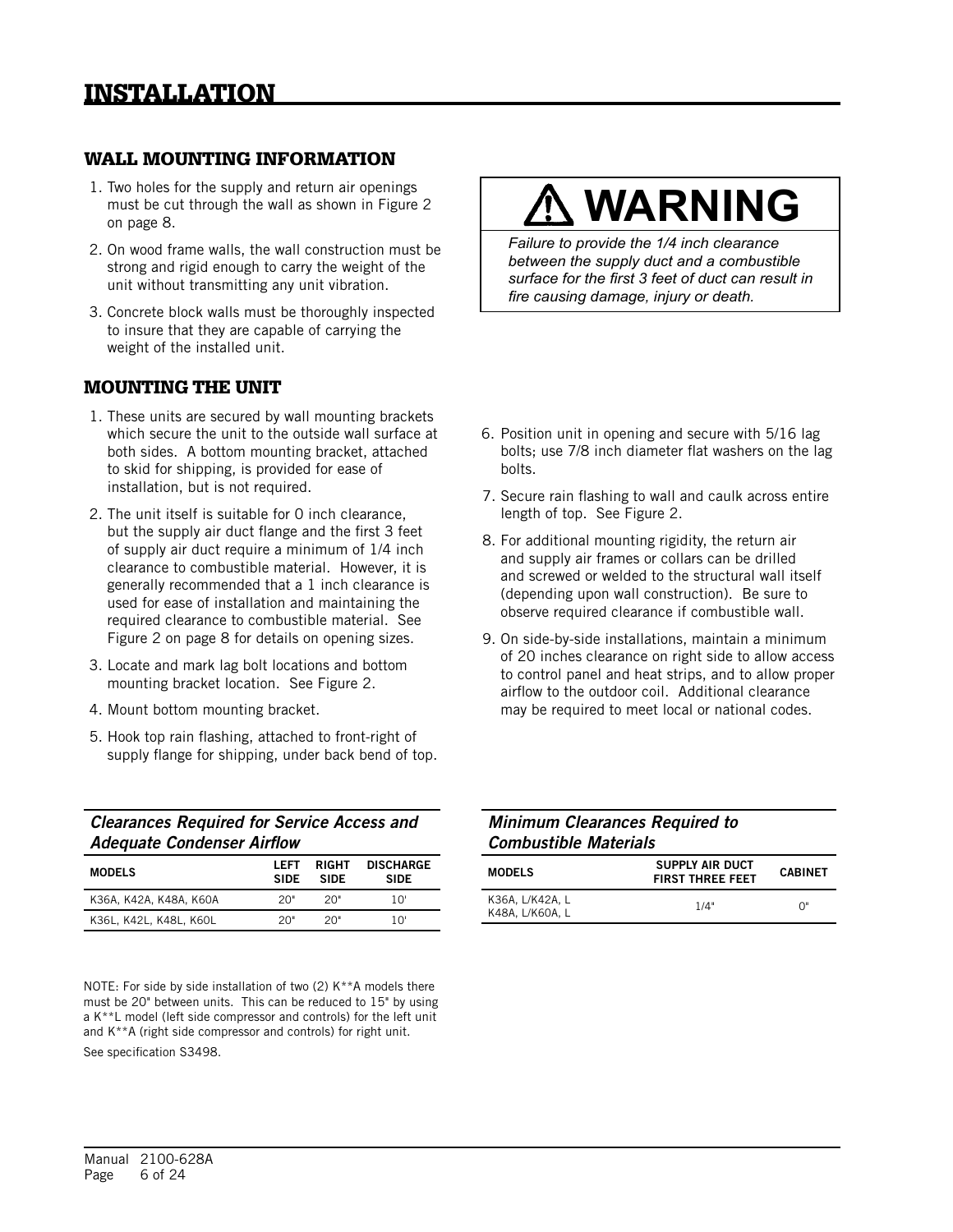# INSTALLATION

## WALL MOUNTING INFORMATION

1. Two holes for the supply and return air openings must be cut through the wall as shown in Figure 2 on page 8.
2. On wood frame walls, the wall construction must be strong and rigid enough to carry the weight of the unit without transmitting any unit vibration.
3. Concrete block walls must be thoroughly inspected to insure that they are capable of carrying the weight of the installed unit.

> **⚠ WARNING**
>
> *Failure to provide the 1/4 inch clearance between the supply duct and a combustible surface for the first 3 feet of duct can result in fire causing damage, injury or death.*

## MOUNTING THE UNIT

1. These units are secured by wall mounting brackets which secure the unit to the outside wall surface at both sides. A bottom mounting bracket, attached to skid for shipping, is provided for ease of installation, but is not required.
2. The unit itself is suitable for 0 inch clearance, but the supply air duct flange and the first 3 feet of supply air duct require a minimum of 1/4 inch clearance to combustible material. However, it is generally recommended that a 1 inch clearance is used for ease of installation and maintaining the required clearance to combustible material. See Figure 2 on page 8 for details on opening sizes.
3. Locate and mark lag bolt locations and bottom mounting bracket location. See Figure 2.
4. Mount bottom mounting bracket.
5. Hook top rain flashing, attached to front-right of supply flange for shipping, under back bend of top.
6. Position unit in opening and secure with 5/16 lag bolts; use 7/8 inch diameter flat washers on the lag bolts.
7. Secure rain flashing to wall and caulk across entire length of top. See Figure 2.
8. For additional mounting rigidity, the return air and supply air frames or collars can be drilled and screwed or welded to the structural wall itself (depending upon wall construction). Be sure to observe required clearance if combustible wall.
9. On side-by-side installations, maintain a minimum of 20 inches clearance on right side to allow access to control panel and heat strips, and to allow proper airflow to the outdoor coil. Additional clearance may be required to meet local or national codes.

***Clearances Required for Service Access and Adequate Condenser Airflow***

| MODELS | LEFT SIDE | RIGHT SIDE | DISCHARGE SIDE |
|---|---|---|---|
| K36A, K42A, K48A, K60A | 20" | 20" | 10' |
| K36L, K42L, K48L, K60L | 20" | 20" | 10' |

NOTE: For side by side installation of two (2) K**A models there must be 20" between units. This can be reduced to 15" by using a K**L model (left side compressor and controls) for the left unit and K**A (right side compressor and controls) for right unit.

See specification S3498.

***Minimum Clearances Required to Combustible Materials***

| MODELS | SUPPLY AIR DUCT FIRST THREE FEET | CABINET |
|---|---|---|
| K36A, L/K42A, L K48A, L/K60A, L | 1/4" | 0" |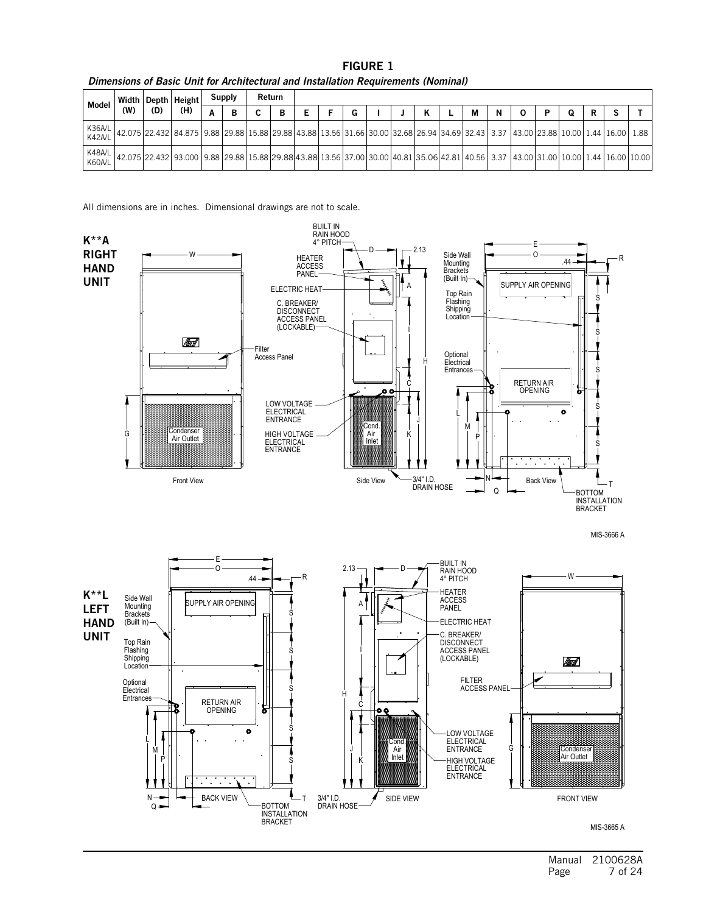## FIGURE 1

***Dimensions of Basic Unit for Architectural and Installation Requirements (Nominal)***

| Model | Width (W) | Depth (D) | Height (H) | Supply | | Return | | | | | | | | | | | | | | | | |
|---|---|---|---|---|---|---|---|---|---|---|---|---|---|---|---|---|---|---|---|---|---|---|
| | | | | A | B | C | B | E | F | G | I | J | K | L | M | N | O | P | Q | R | S | T |
| K36A/L K42A/L | 42.075 | 22.432 | 84.875 | 9.88 | 29.88 | 15.88 | 29.88 | 43.88 | 13.56 | 31.66 | 30.00 | 32.68 | 26.94 | 34.69 | 32.43 | 3.37 | 43.00 | 23.88 | 10.00 | 1.44 | 16.00 | 1.88 |
| K48A/L K60A/L | 42.075 | 22.432 | 93.000 | 9.88 | 29.88 | 15.88 | 29.88 | 43.88 | 13.56 | 37.00 | 30.00 | 40.81 | 35.06 | 42.81 | 40.56 | 3.37 | 43.00 | 31.00 | 10.00 | 1.44 | 16.00 | 10.00 |

All dimensions are in inches. Dimensional drawings are not to scale.

**K**A RIGHT HAND UNIT**

Front View — Filter Access Panel; Condenser Air Outlet

Side View — Built in Rain Hood 4° Pitch; Heater Access Panel; Electric Heat; C. Breaker/Disconnect Access Panel (Lockable); Low Voltage Electrical Entrance; High Voltage Electrical Entrance; Cond. Air Inlet; 3/4" I.D. Drain Hose

Back View — Side Wall Mounting Brackets (Built In); Top Rain Flashing Shipping Location; Optional Electrical Entrances; Supply Air Opening; Return Air Opening; Bottom Installation Bracket

MIS-3666 A

**K**L LEFT HAND UNIT**

Back View — Side Wall Mounting Brackets (Built In); Top Rain Flashing Shipping Location; Optional Electrical Entrances; Supply Air Opening; Return Air Opening; Bottom Installation Bracket

Side View — Built in Rain Hood 4° Pitch; Heater Access Panel; Electric Heat; C. Breaker/Disconnect Access Panel (Lockable); Low Voltage Electrical Entrance; High Voltage Electrical Entrance; Cond. Air Inlet; 3/4" I.D. Drain Hose

Front View — Filter Access Panel; Condenser Air Outlet

MIS-3665 A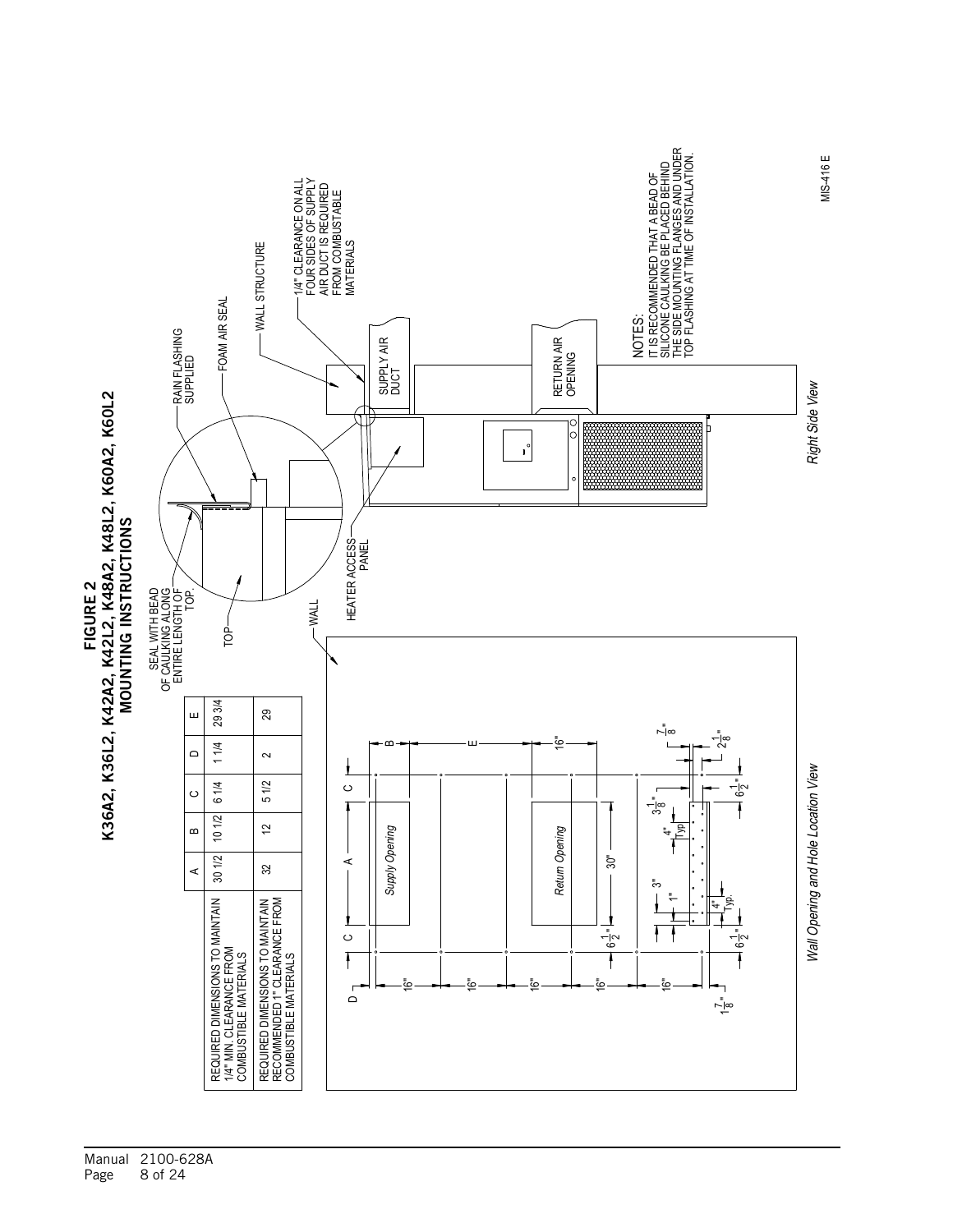# FIGURE 2
## K36A2, K36L2, K42A2, K42L2, K48A2, K48L2, K60A2, K60L2
## MOUNTING INSTRUCTIONS

| | A | B | C | D | E |
|---|---|---|---|---|---|
| REQUIRED DIMENSIONS TO MAINTAIN 1/4" MIN. CLEARANCE FROM COMBUSTIBLE MATERIALS | 30 1/2 | 10 1/2 | 6 1/4 | 1 1/4 | 29 3/4 |
| REQUIRED DIMENSIONS TO MAINTAIN RECOMMENDED 1" CLEARANCE FROM COMBUSTIBLE MATERIALS | 32 | 12 | 5 1/2 | 2 | 29 |

SEAL WITH BEAD OF CAULKING ALONG ENTIRE LENGTH OF TOP.

TOP

RAIN FLASHING SUPPLIED

FOAM AIR SEAL

WALL STRUCTURE

1/4" CLEARANCE ON ALL FOUR SIDES OF SUPPLY AIR DUCT IS REQUIRED FROM COMBUSTABLE MATERIALS

SUPPLY AIR DUCT

RETURN AIR OPENING

HEATER ACCESS PANEL

WALL

NOTES:
IT IS RECOMMENDED THAT A BEAD OF SILICONE CAULKING BE PLACED BEHIND THE SIDE MOUNTING FLANGES AND UNDER TOP FLASHING AT TIME OF INSTALLATION.

*Right Side View*

Supply Opening

Return Opening

D, C, A, C, B, E, 16", 16", 16", 16", 16", 16", 30", $6\frac{1}{2}$", $6\frac{1}{2}$", $6\frac{1}{2}$", $1\frac{7}{8}$", 3", 1", 4" Typ., 4" Typ, $3\frac{1}{8}$", $\frac{7}{8}$", $2\frac{1}{8}$"

*Wall Opening and Hole Location View*

MIS-416 E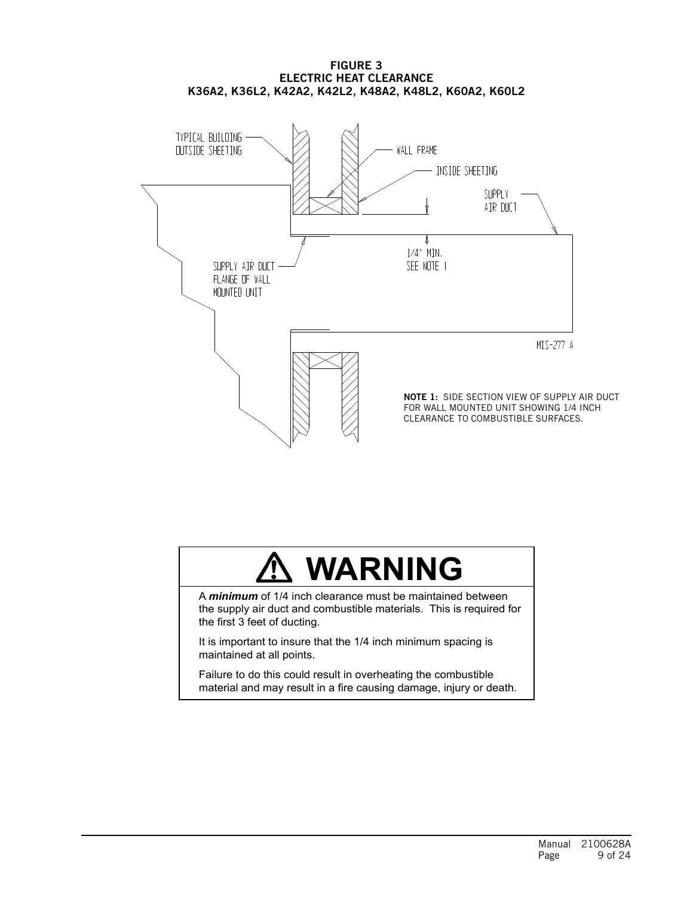**FIGURE 3**
**ELECTRIC HEAT CLEARANCE**
**K36A2, K36L2, K42A2, K42L2, K48A2, K48L2, K60A2, K60L2**

TYPICAL BUILDING OUTSIDE SHEETING

WALL FRAME

INSIDE SHEETING

SUPPLY AIR DUCT

SUPPLY AIR DUCT FLANGE OF WALL MOUNTED UNIT

1/4" MIN. SEE NOTE 1

MIS-277 A

**NOTE 1:** SIDE SECTION VIEW OF SUPPLY AIR DUCT FOR WALL MOUNTED UNIT SHOWING 1/4 INCH CLEARANCE TO COMBUSTIBLE SURFACES.

## ⚠ WARNING

A ***minimum*** of 1/4 inch clearance must be maintained between the supply air duct and combustible materials. This is required for the first 3 feet of ducting.

It is important to insure that the 1/4 inch minimum spacing is maintained at all points.

Failure to do this could result in overheating the combustible material and may result in a fire causing damage, injury or death.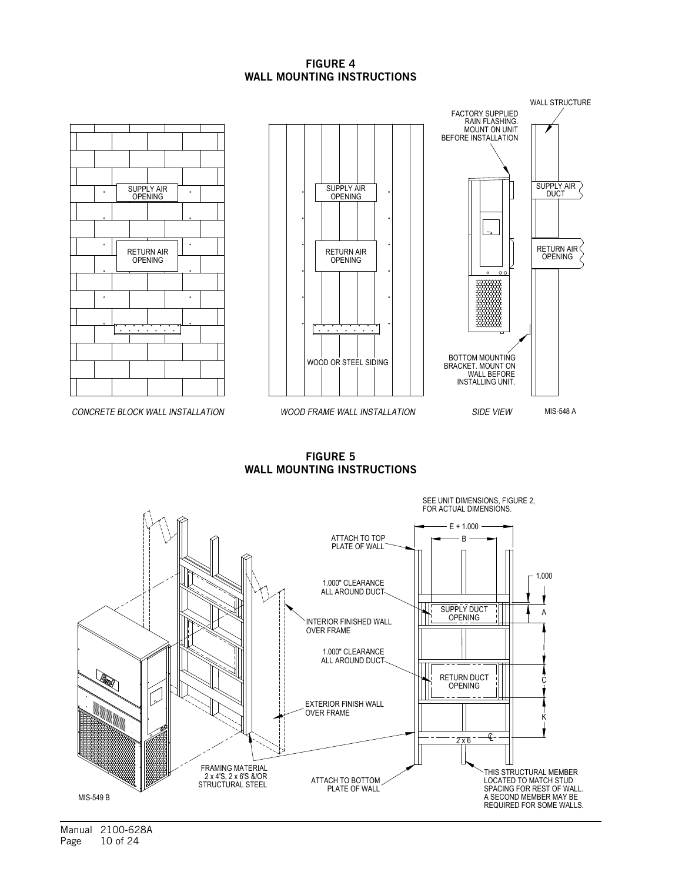## FIGURE 4
## WALL MOUNTING INSTRUCTIONS

SUPPLY AIR OPENING

RETURN AIR OPENING

*CONCRETE BLOCK WALL INSTALLATION*

SUPPLY AIR OPENING

RETURN AIR OPENING

WOOD OR STEEL SIDING

*WOOD FRAME WALL INSTALLATION*

WALL STRUCTURE

FACTORY SUPPLIED RAIN FLASHING. MOUNT ON UNIT BEFORE INSTALLATION

SUPPLY AIR DUCT

RETURN AIR OPENING

BOTTOM MOUNTING BRACKET. MOUNT ON WALL BEFORE INSTALLING UNIT.

*SIDE VIEW*

MIS-548 A

## FIGURE 5
## WALL MOUNTING INSTRUCTIONS

SEE UNIT DIMENSIONS, FIGURE 2, FOR ACTUAL DIMENSIONS.

ATTACH TO TOP PLATE OF WALL

E + 1.000

B

1.000" CLEARANCE ALL AROUND DUCT

1.000

SUPPLY DUCT OPENING

A

INTERIOR FINISHED WALL OVER FRAME

1.000" CLEARANCE ALL AROUND DUCT

I

RETURN DUCT OPENING

C

EXTERIOR FINISH WALL OVER FRAME

K

2 x 6

℄

FRAMING MATERIAL 2 x 4'S, 2 x 6'S &/OR STRUCTURAL STEEL

ATTACH TO BOTTOM PLATE OF WALL

THIS STRUCTURAL MEMBER LOCATED TO MATCH STUD SPACING FOR REST OF WALL. A SECOND MEMBER MAY BE REQUIRED FOR SOME WALLS.

MIS-549 B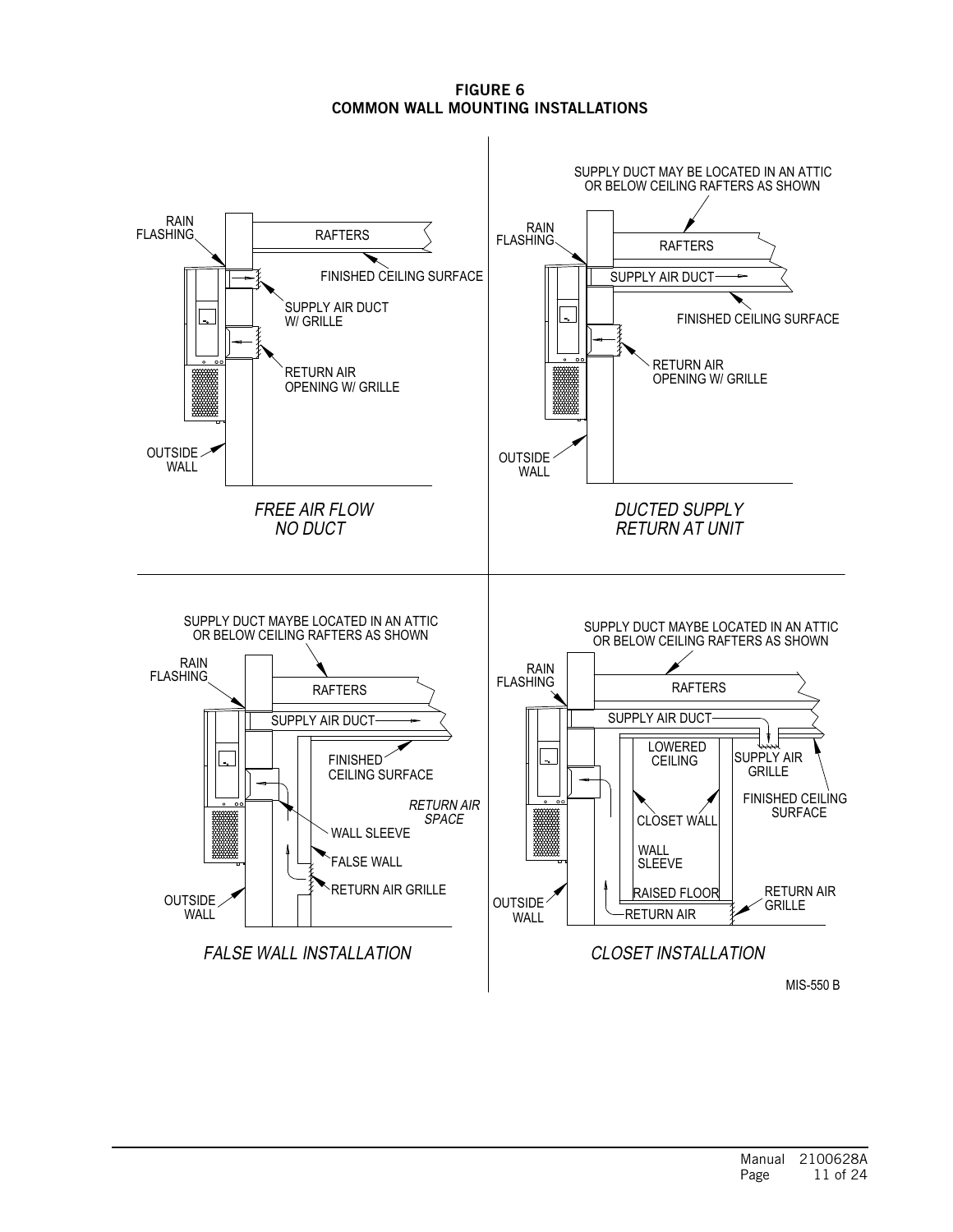**FIGURE 6**
**COMMON WALL MOUNTING INSTALLATIONS**

RAIN FLASHING
RAFTERS
FINISHED CEILING SURFACE
SUPPLY AIR DUCT W/ GRILLE
RETURN AIR OPENING W/ GRILLE
OUTSIDE WALL

*FREE AIR FLOW NO DUCT*

SUPPLY DUCT MAY BE LOCATED IN AN ATTIC OR BELOW CEILING RAFTERS AS SHOWN
RAIN FLASHING
RAFTERS
SUPPLY AIR DUCT
FINISHED CEILING SURFACE
RETURN AIR OPENING W/ GRILLE
OUTSIDE WALL

*DUCTED SUPPLY RETURN AT UNIT*

SUPPLY DUCT MAYBE LOCATED IN AN ATTIC OR BELOW CEILING RAFTERS AS SHOWN
RAIN FLASHING
RAFTERS
SUPPLY AIR DUCT
FINISHED CEILING SURFACE
*RETURN AIR SPACE*
WALL SLEEVE
FALSE WALL
RETURN AIR GRILLE
OUTSIDE WALL

*FALSE WALL INSTALLATION*

SUPPLY DUCT MAYBE LOCATED IN AN ATTIC OR BELOW CEILING RAFTERS AS SHOWN
RAIN FLASHING
RAFTERS
SUPPLY AIR DUCT
LOWERED CEILING
SUPPLY AIR GRILLE
FINISHED CEILING SURFACE
CLOSET WALL
WALL SLEEVE
RAISED FLOOR
RETURN AIR GRILLE
RETURN AIR
OUTSIDE WALL

*CLOSET INSTALLATION*

MIS-550 B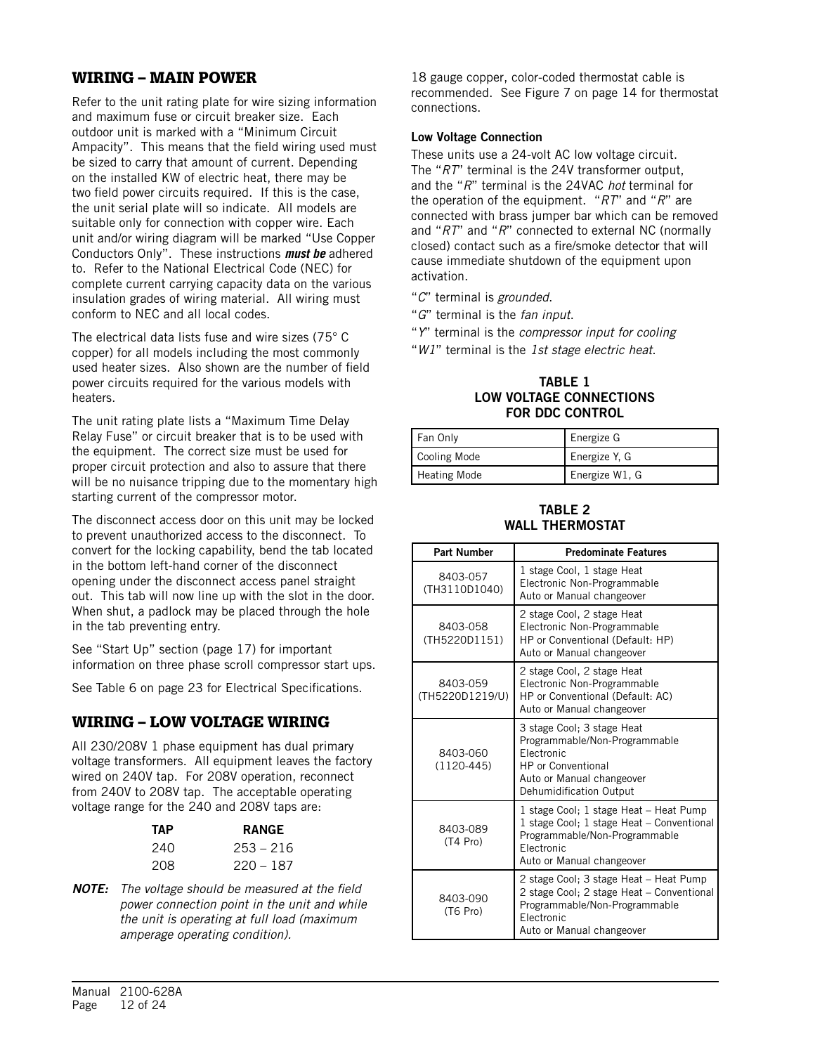## WIRING – MAIN POWER

Refer to the unit rating plate for wire sizing information and maximum fuse or circuit breaker size. Each outdoor unit is marked with a "Minimum Circuit Ampacity". This means that the field wiring used must be sized to carry that amount of current. Depending on the installed KW of electric heat, there may be two field power circuits required. If this is the case, the unit serial plate will so indicate. All models are suitable only for connection with copper wire. Each unit and/or wiring diagram will be marked "Use Copper Conductors Only". These instructions ***must be*** adhered to. Refer to the National Electrical Code (NEC) for complete current carrying capacity data on the various insulation grades of wiring material. All wiring must conform to NEC and all local codes.

The electrical data lists fuse and wire sizes (75° C copper) for all models including the most commonly used heater sizes. Also shown are the number of field power circuits required for the various models with heaters.

The unit rating plate lists a "Maximum Time Delay Relay Fuse" or circuit breaker that is to be used with the equipment. The correct size must be used for proper circuit protection and also to assure that there will be no nuisance tripping due to the momentary high starting current of the compressor motor.

The disconnect access door on this unit may be locked to prevent unauthorized access to the disconnect. To convert for the locking capability, bend the tab located in the bottom left-hand corner of the disconnect opening under the disconnect access panel straight out. This tab will now line up with the slot in the door. When shut, a padlock may be placed through the hole in the tab preventing entry.

See "Start Up" section (page 17) for important information on three phase scroll compressor start ups.

See Table 6 on page 23 for Electrical Specifications.

## WIRING – LOW VOLTAGE WIRING

All 230/208V 1 phase equipment has dual primary voltage transformers. All equipment leaves the factory wired on 240V tap. For 208V operation, reconnect from 240V to 208V tap. The acceptable operating voltage range for the 240 and 208V taps are:

| TAP | RANGE |
|---|---|
| 240 | 253 – 216 |
| 208 | 220 – 187 |

***NOTE:*** *The voltage should be measured at the field power connection point in the unit and while the unit is operating at full load (maximum amperage operating condition).*

18 gauge copper, color-coded thermostat cable is recommended. See Figure 7 on page 14 for thermostat connections.

**Low Voltage Connection**

These units use a 24-volt AC low voltage circuit. The "*RT*" terminal is the 24V transformer output, and the "*R*" terminal is the 24VAC *hot* terminal for the operation of the equipment. "*RT*" and "*R*" are connected with brass jumper bar which can be removed and "*RT*" and "*R*" connected to external NC (normally closed) contact such as a fire/smoke detector that will cause immediate shutdown of the equipment upon activation.

"*C*" terminal is *grounded.*

"*G*" terminal is the *fan input.*

"*Y*" terminal is the *compressor input for cooling*

"*W1*" terminal is the *1st stage electric heat.*

**TABLE 1**
**LOW VOLTAGE CONNECTIONS FOR DDC CONTROL**

| | |
|---|---|
| Fan Only | Energize G |
| Cooling Mode | Energize Y, G |
| Heating Mode | Energize W1, G |

**TABLE 2**
**WALL THERMOSTAT**

| Part Number | Predominate Features |
|---|---|
| 8403-057 (TH3110D1040) | 1 stage Cool, 1 stage Heat<br>Electronic Non-Programmable<br>Auto or Manual changeover |
| 8403-058 (TH5220D1151) | 2 stage Cool, 2 stage Heat<br>Electronic Non-Programmable<br>HP or Conventional (Default: HP)<br>Auto or Manual changeover |
| 8403-059 (TH5220D1219/U) | 2 stage Cool, 2 stage Heat<br>Electronic Non-Programmable<br>HP or Conventional (Default: AC)<br>Auto or Manual changeover |
| 8403-060 (1120-445) | 3 stage Cool; 3 stage Heat<br>Programmable/Non-Programmable<br>Electronic<br>HP or Conventional<br>Auto or Manual changeover<br>Dehumidification Output |
| 8403-089 (T4 Pro) | 1 stage Cool; 1 stage Heat – Heat Pump<br>1 stage Cool; 1 stage Heat – Conventional<br>Programmable/Non-Programmable<br>Electronic<br>Auto or Manual changeover |
| 8403-090 (T6 Pro) | 2 stage Cool; 3 stage Heat – Heat Pump<br>2 stage Cool; 2 stage Heat – Conventional<br>Programmable/Non-Programmable<br>Electronic<br>Auto or Manual changeover |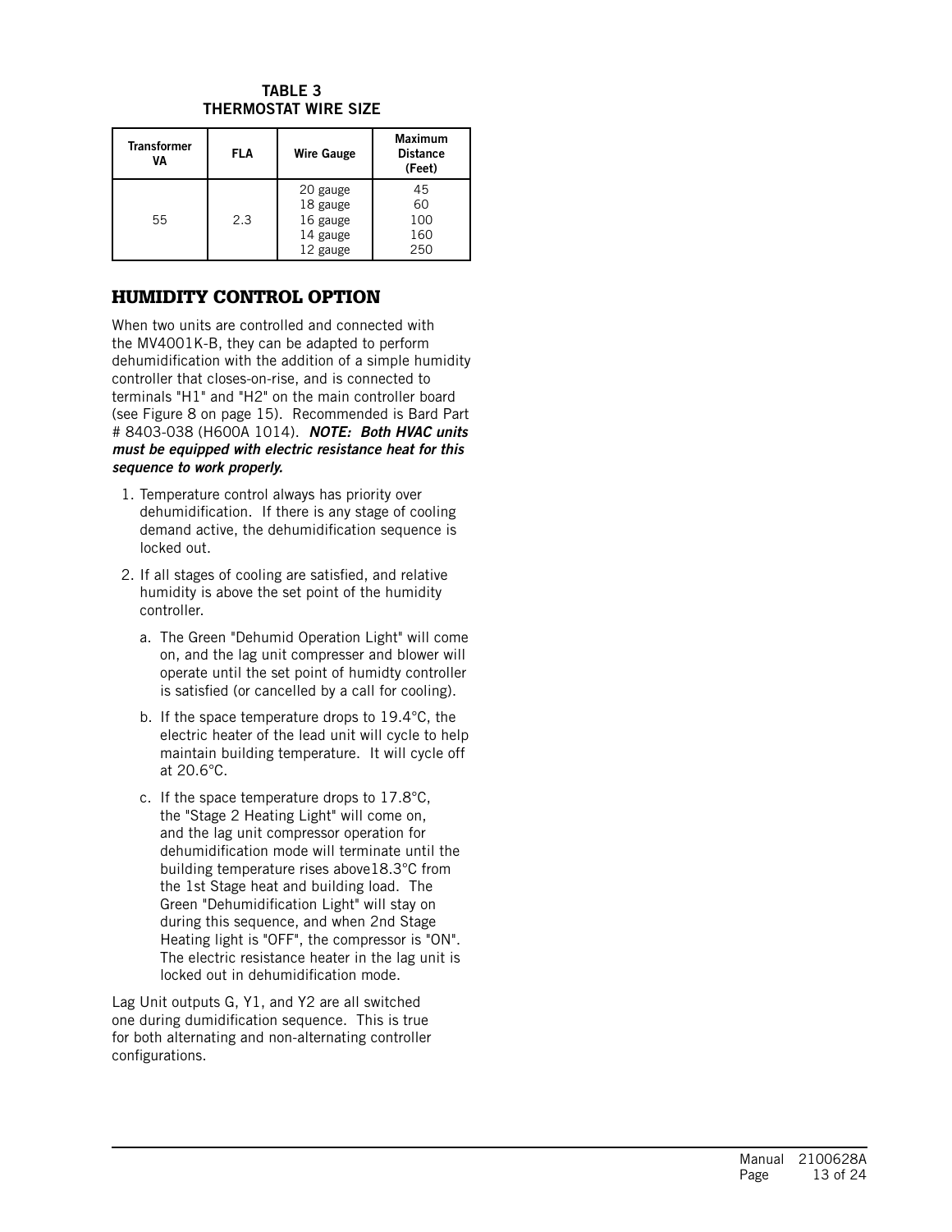**TABLE 3**
**THERMOSTAT WIRE SIZE**

| Transformer VA | FLA | Wire Gauge | Maximum Distance (Feet) |
|---|---|---|---|
| 55 | 2.3 | 20 gauge | 45 |
| | | 18 gauge | 60 |
| | | 16 gauge | 100 |
| | | 14 gauge | 160 |
| | | 12 gauge | 250 |

## HUMIDITY CONTROL OPTION

When two units are controlled and connected with the MV4001K-B, they can be adapted to perform dehumidification with the addition of a simple humidity controller that closes-on-rise, and is connected to terminals "H1" and "H2" on the main controller board (see Figure 8 on page 15). Recommended is Bard Part # 8403-038 (H600A 1014). ***NOTE: Both HVAC units must be equipped with electric resistance heat for this sequence to work properly.***

1. Temperature control always has priority over dehumidification. If there is any stage of cooling demand active, the dehumidification sequence is locked out.
2. If all stages of cooling are satisfied, and relative humidity is above the set point of the humidity controller.
   a. The Green "Dehumid Operation Light" will come on, and the lag unit compresser and blower will operate until the set point of humidty controller is satisfied (or cancelled by a call for cooling).
   b. If the space temperature drops to 19.4°C, the electric heater of the lead unit will cycle to help maintain building temperature. It will cycle off at 20.6°C.
   c. If the space temperature drops to 17.8°C, the "Stage 2 Heating Light" will come on, and the lag unit compressor operation for dehumidification mode will terminate until the building temperature rises above18.3°C from the 1st Stage heat and building load. The Green "Dehumidification Light" will stay on during this sequence, and when 2nd Stage Heating light is "OFF", the compressor is "ON". The electric resistance heater in the lag unit is locked out in dehumidification mode.

Lag Unit outputs G, Y1, and Y2 are all switched one during dumidification sequence. This is true for both alternating and non-alternating controller configurations.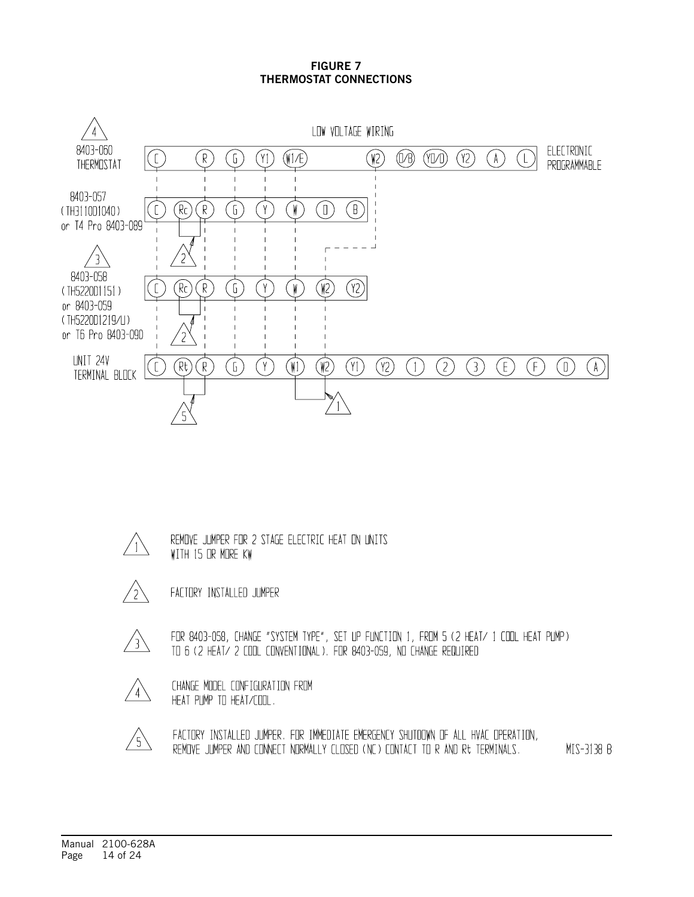**FIGURE 7**
**THERMOSTAT CONNECTIONS**

LOW VOLTAGE WIRING

4 — 8403-060 THERMOSTAT: C, R, G, Y1, W1/E, W2, O/B, YO/O, Y2, A, L — ELECTRONIC PROGRAMMABLE

8403-057 (TH3110D1040) or T4 Pro 8403-089: C, Rc, R, G, Y, W, O, B

3 — 8403-058 (TH5220D1151) or 8403-059 (TH5220D1219/U) or T6 Pro 8403-090: C, Rc, R, G, Y, W, W2, Y2

UNIT 24V TERMINAL BLOCK: C, Rt, R, G, Y, W1, W2, Y1, Y2, 1, 2, 3, E, F, O, A

1. REMOVE JUMPER FOR 2 STAGE ELECTRIC HEAT ON UNITS WITH 15 OR MORE KW
2. FACTORY INSTALLED JUMPER
3. FOR 8403-058, CHANGE "SYSTEM TYPE", SET UP FUNCTION 1, FROM 5 (2 HEAT/ 1 COOL HEAT PUMP) TO 6 (2 HEAT/ 2 COOL CONVENTIONAL). FOR 8403-059, NO CHANGE REQUIRED
4. CHANGE MODEL CONFIGURATION FROM HEAT PUMP TO HEAT/COOL.
5. FACTORY INSTALLED JUMPER. FOR IMMEDIATE EMERGENCY SHUTDOWN OF ALL HVAC OPERATION, REMOVE JUMPER AND CONNECT NORMALLY CLOSED (NC) CONTACT TO R AND Rt TERMINALS.

MIS-3138 B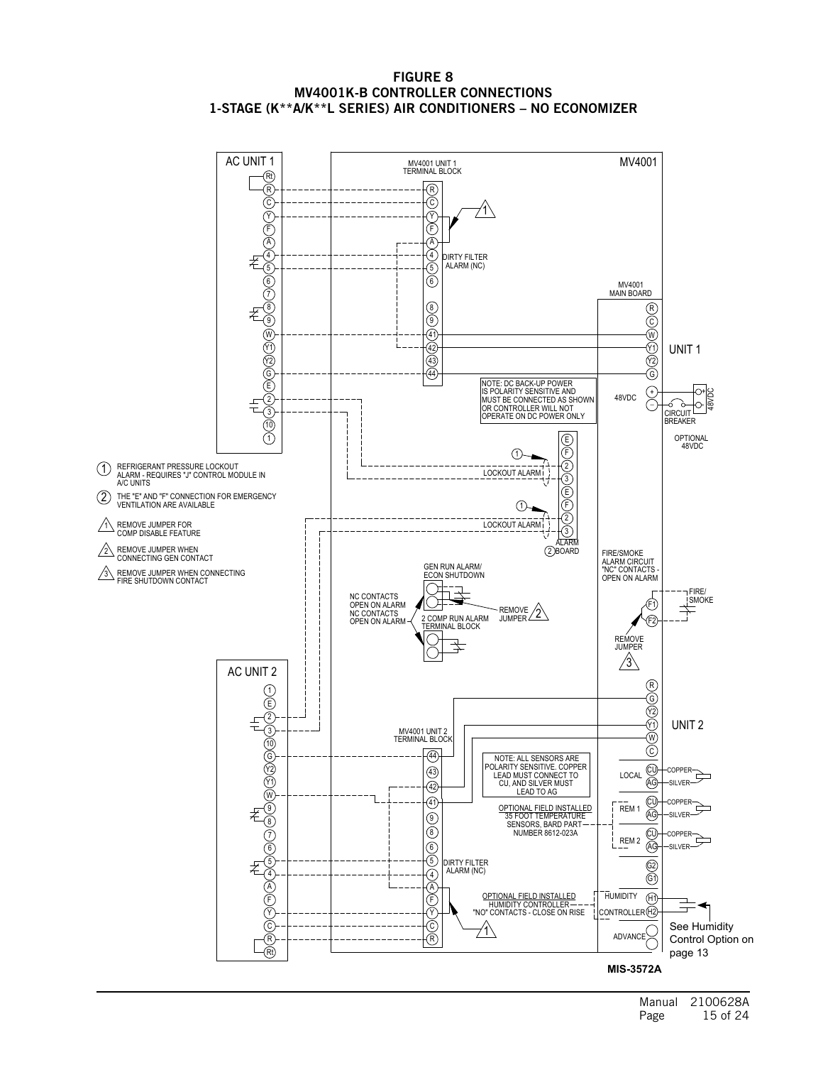# FIGURE 8
## MV4001K-B CONTROLLER CONNECTIONS
## 1-STAGE (K**A/K**L SERIES) AIR CONDITIONERS – NO ECONOMIZER

AC UNIT 1

MV4001

MV4001 UNIT 1 TERMINAL BLOCK

DIRTY FILTER ALARM (NC)

MV4001 MAIN BOARD

UNIT 1

NOTE: DC BACK-UP POWER IS POLARITY SENSITIVE AND MUST BE CONNECTED AS SHOWN OR CONTROLLER WILL NOT OPERATE ON DC POWER ONLY

48VDC

CIRCUIT BREAKER

OPTIONAL 48VDC

LOCKOUT ALARM

LOCKOUT ALARM

ALARM BOARD

1. REFRIGERANT PRESSURE LOCKOUT ALARM - REQUIRES "J" CONTROL MODULE IN A/C UNITS
2. THE "E" AND "F" CONNECTION FOR EMERGENCY VENTILATION ARE AVAILABLE

△1 REMOVE JUMPER FOR COMP DISABLE FEATURE

△2 REMOVE JUMPER WHEN CONNECTING GEN CONTACT

△3 REMOVE JUMPER WHEN CONNECTING FIRE SHUTDOWN CONTACT

GEN RUN ALARM/ ECON SHUTDOWN

NC CONTACTS OPEN ON ALARM

NC CONTACTS OPEN ON ALARM

2 COMP RUN ALARM TERMINAL BLOCK

REMOVE JUMPER

FIRE/SMOKE ALARM CIRCUIT "NC" CONTACTS - OPEN ON ALARM

FIRE/ SMOKE

REMOVE JUMPER

AC UNIT 2

UNIT 2

MV4001 UNIT 2 TERMINAL BLOCK

NOTE: ALL SENSORS ARE POLARITY SENSITIVE. COPPER LEAD MUST CONNECT TO CU, AND SILVER MUST LEAD TO AG

LOCAL

COPPER / SILVER

OPTIONAL FIELD INSTALLED 35 FOOT TEMPERATURE SENSORS, BARD PART NUMBER 8612-023A

REM 1

REM 2

DIRTY FILTER ALARM (NC)

OPTIONAL FIELD INSTALLED HUMIDITY CONTROLLER "NO" CONTACTS - CLOSE ON RISE

HUMIDITY CONTROLLER

ADVANCE

See Humidity Control Option on page 13

MIS-3572A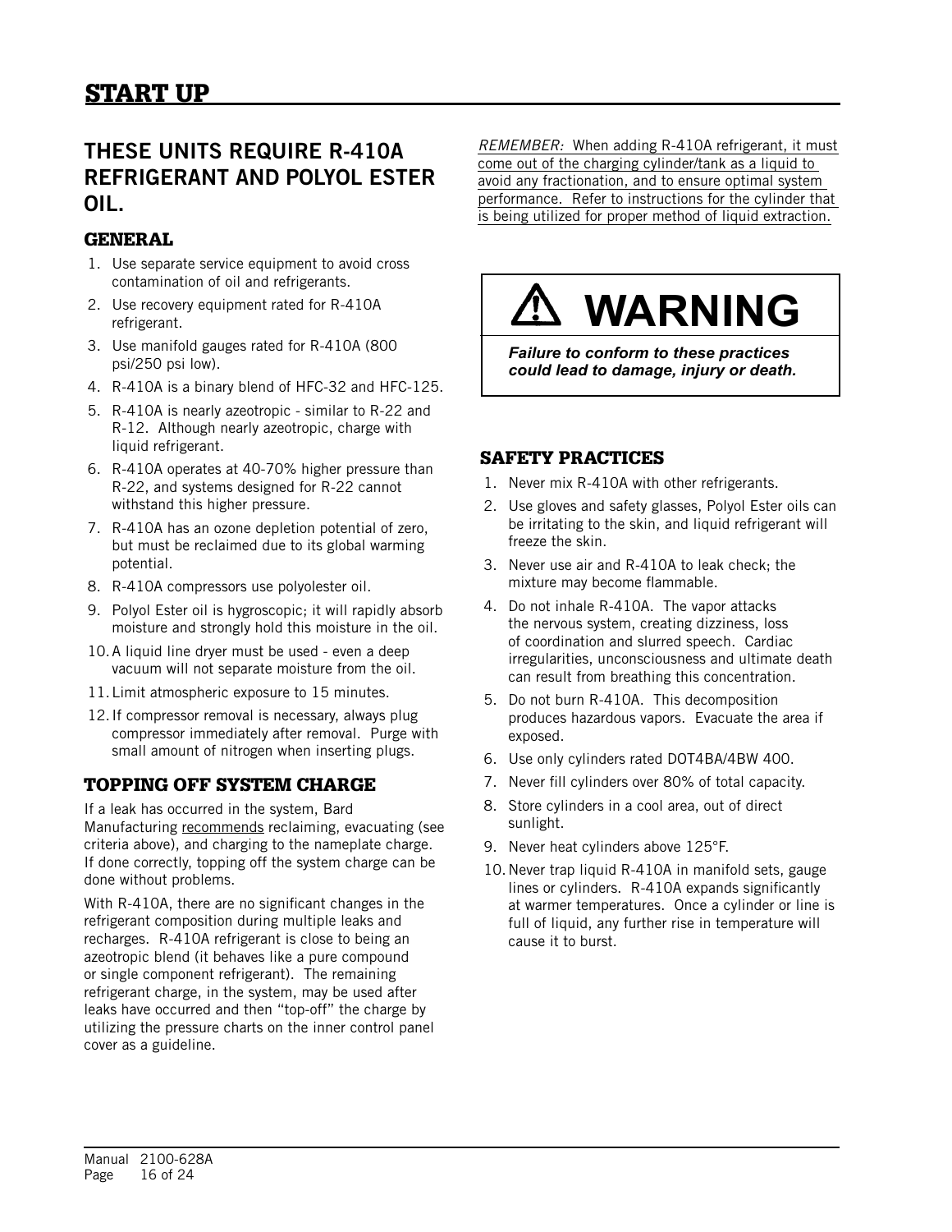# START UP

## THESE UNITS REQUIRE R-410A REFRIGERANT AND POLYOL ESTER OIL.

### GENERAL

1. Use separate service equipment to avoid cross contamination of oil and refrigerants.
2. Use recovery equipment rated for R-410A refrigerant.
3. Use manifold gauges rated for R-410A (800 psi/250 psi low).
4. R-410A is a binary blend of HFC-32 and HFC-125.
5. R-410A is nearly azeotropic - similar to R-22 and R-12. Although nearly azeotropic, charge with liquid refrigerant.
6. R-410A operates at 40-70% higher pressure than R-22, and systems designed for R-22 cannot withstand this higher pressure.
7. R-410A has an ozone depletion potential of zero, but must be reclaimed due to its global warming potential.
8. R-410A compressors use polyolester oil.
9. Polyol Ester oil is hygroscopic; it will rapidly absorb moisture and strongly hold this moisture in the oil.
10. A liquid line dryer must be used - even a deep vacuum will not separate moisture from the oil.
11. Limit atmospheric exposure to 15 minutes.
12. If compressor removal is necessary, always plug compressor immediately after removal. Purge with small amount of nitrogen when inserting plugs.

### TOPPING OFF SYSTEM CHARGE

If a leak has occurred in the system, Bard Manufacturing recommends reclaiming, evacuating (see criteria above), and charging to the nameplate charge. If done correctly, topping off the system charge can be done without problems.

With R-410A, there are no significant changes in the refrigerant composition during multiple leaks and recharges. R-410A refrigerant is close to being an azeotropic blend (it behaves like a pure compound or single component refrigerant). The remaining refrigerant charge, in the system, may be used after leaks have occurred and then "top-off" the charge by utilizing the pressure charts on the inner control panel cover as a guideline.

*REMEMBER:* When adding R-410A refrigerant, it must come out of the charging cylinder/tank as a liquid to avoid any fractionation, and to ensure optimal system performance. Refer to instructions for the cylinder that is being utilized for proper method of liquid extraction.

> ⚠ **WARNING**
>
> ***Failure to conform to these practices could lead to damage, injury or death.***

### SAFETY PRACTICES

1. Never mix R-410A with other refrigerants.
2. Use gloves and safety glasses, Polyol Ester oils can be irritating to the skin, and liquid refrigerant will freeze the skin.
3. Never use air and R-410A to leak check; the mixture may become flammable.
4. Do not inhale R-410A. The vapor attacks the nervous system, creating dizziness, loss of coordination and slurred speech. Cardiac irregularities, unconsciousness and ultimate death can result from breathing this concentration.
5. Do not burn R-410A. This decomposition produces hazardous vapors. Evacuate the area if exposed.
6. Use only cylinders rated DOT4BA/4BW 400.
7. Never fill cylinders over 80% of total capacity.
8. Store cylinders in a cool area, out of direct sunlight.
9. Never heat cylinders above 125°F.
10. Never trap liquid R-410A in manifold sets, gauge lines or cylinders. R-410A expands significantly at warmer temperatures. Once a cylinder or line is full of liquid, any further rise in temperature will cause it to burst.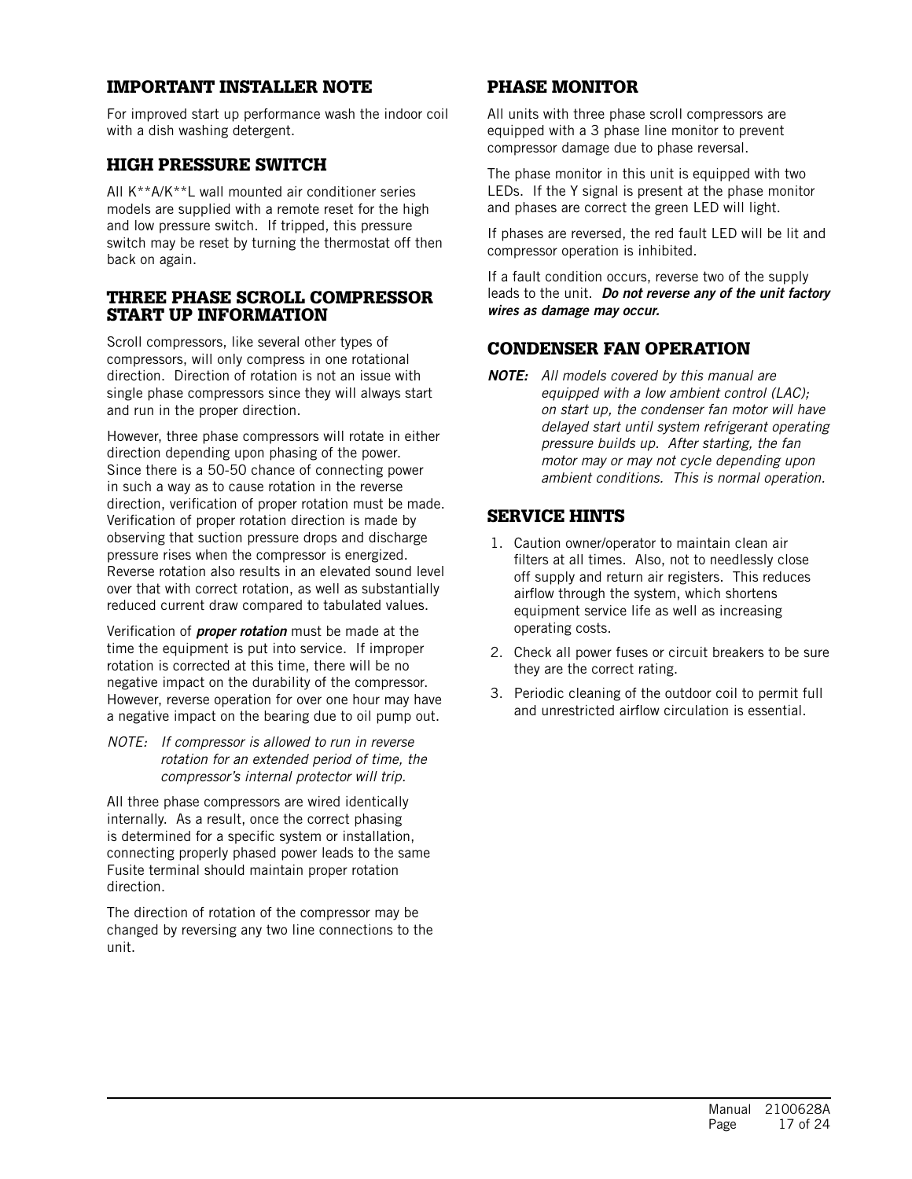## IMPORTANT INSTALLER NOTE

For improved start up performance wash the indoor coil with a dish washing detergent.

## HIGH PRESSURE SWITCH

All K**A/K**L wall mounted air conditioner series models are supplied with a remote reset for the high and low pressure switch. If tripped, this pressure switch may be reset by turning the thermostat off then back on again.

## THREE PHASE SCROLL COMPRESSOR START UP INFORMATION

Scroll compressors, like several other types of compressors, will only compress in one rotational direction. Direction of rotation is not an issue with single phase compressors since they will always start and run in the proper direction.

However, three phase compressors will rotate in either direction depending upon phasing of the power. Since there is a 50-50 chance of connecting power in such a way as to cause rotation in the reverse direction, verification of proper rotation must be made. Verification of proper rotation direction is made by observing that suction pressure drops and discharge pressure rises when the compressor is energized. Reverse rotation also results in an elevated sound level over that with correct rotation, as well as substantially reduced current draw compared to tabulated values.

Verification of ***proper rotation*** must be made at the time the equipment is put into service. If improper rotation is corrected at this time, there will be no negative impact on the durability of the compressor. However, reverse operation for over one hour may have a negative impact on the bearing due to oil pump out.

*NOTE: If compressor is allowed to run in reverse rotation for an extended period of time, the compressor's internal protector will trip.*

All three phase compressors are wired identically internally. As a result, once the correct phasing is determined for a specific system or installation, connecting properly phased power leads to the same Fusite terminal should maintain proper rotation direction.

The direction of rotation of the compressor may be changed by reversing any two line connections to the unit.

## PHASE MONITOR

All units with three phase scroll compressors are equipped with a 3 phase line monitor to prevent compressor damage due to phase reversal.

The phase monitor in this unit is equipped with two LEDs. If the Y signal is present at the phase monitor and phases are correct the green LED will light.

If phases are reversed, the red fault LED will be lit and compressor operation is inhibited.

If a fault condition occurs, reverse two of the supply leads to the unit. ***Do not reverse any of the unit factory wires as damage may occur.***

## CONDENSER FAN OPERATION

***NOTE:*** *All models covered by this manual are equipped with a low ambient control (LAC); on start up, the condenser fan motor will have delayed start until system refrigerant operating pressure builds up. After starting, the fan motor may or may not cycle depending upon ambient conditions. This is normal operation.*

## SERVICE HINTS

1. Caution owner/operator to maintain clean air filters at all times. Also, not to needlessly close off supply and return air registers. This reduces airflow through the system, which shortens equipment service life as well as increasing operating costs.
2. Check all power fuses or circuit breakers to be sure they are the correct rating.
3. Periodic cleaning of the outdoor coil to permit full and unrestricted airflow circulation is essential.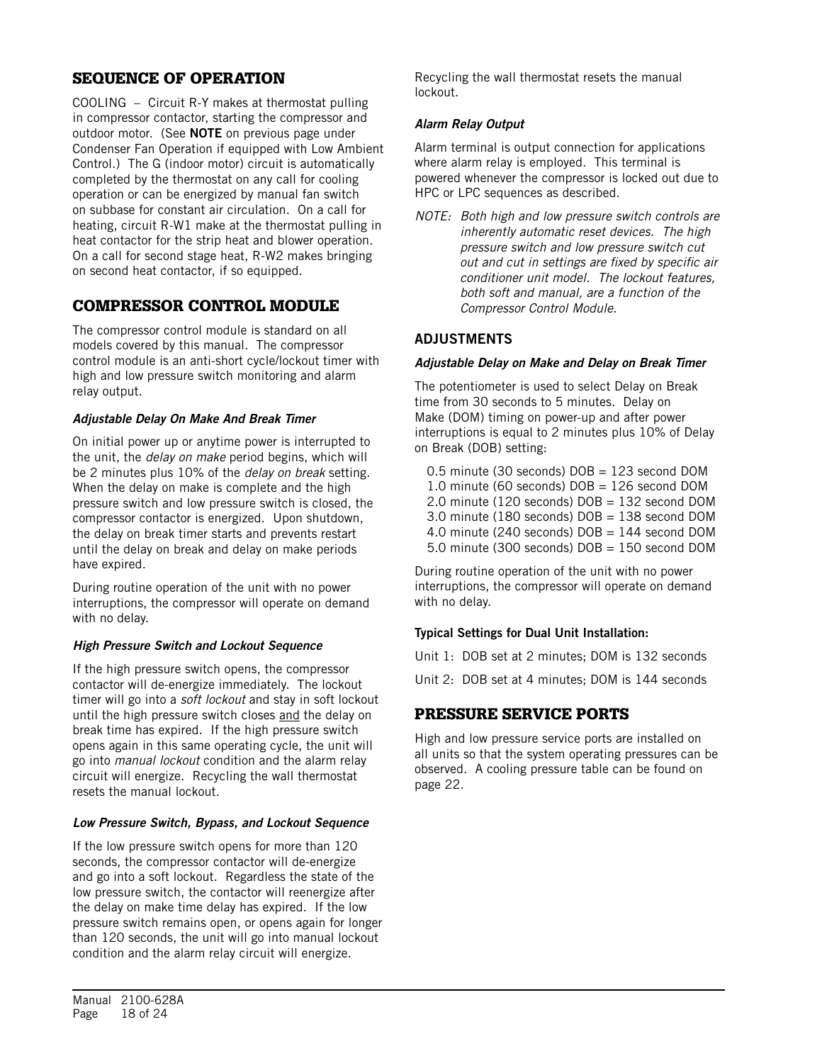## SEQUENCE OF OPERATION

COOLING – Circuit R-Y makes at thermostat pulling in compressor contactor, starting the compressor and outdoor motor. (See **NOTE** on previous page under Condenser Fan Operation if equipped with Low Ambient Control.) The G (indoor motor) circuit is automatically completed by the thermostat on any call for cooling operation or can be energized by manual fan switch on subbase for constant air circulation. On a call for heating, circuit R-W1 make at the thermostat pulling in heat contactor for the strip heat and blower operation. On a call for second stage heat, R-W2 makes bringing on second heat contactor, if so equipped.

## COMPRESSOR CONTROL MODULE

The compressor control module is standard on all models covered by this manual. The compressor control module is an anti-short cycle/lockout timer with high and low pressure switch monitoring and alarm relay output.

#### *Adjustable Delay On Make And Break Timer*

On initial power up or anytime power is interrupted to the unit, the *delay on make* period begins, which will be 2 minutes plus 10% of the *delay on break* setting. When the delay on make is complete and the high pressure switch and low pressure switch is closed, the compressor contactor is energized. Upon shutdown, the delay on break timer starts and prevents restart until the delay on break and delay on make periods have expired.

During routine operation of the unit with no power interruptions, the compressor will operate on demand with no delay.

#### *High Pressure Switch and Lockout Sequence*

If the high pressure switch opens, the compressor contactor will de-energize immediately. The lockout timer will go into a *soft lockout* and stay in soft lockout until the high pressure switch closes <u>and</u> the delay on break time has expired. If the high pressure switch opens again in this same operating cycle, the unit will go into *manual lockout* condition and the alarm relay circuit will energize. Recycling the wall thermostat resets the manual lockout.

#### *Low Pressure Switch, Bypass, and Lockout Sequence*

If the low pressure switch opens for more than 120 seconds, the compressor contactor will de-energize and go into a soft lockout. Regardless the state of the low pressure switch, the contactor will reenergize after the delay on make time delay has expired. If the low pressure switch remains open, or opens again for longer than 120 seconds, the unit will go into manual lockout condition and the alarm relay circuit will energize. Recycling the wall thermostat resets the manual lockout.

#### *Alarm Relay Output*

Alarm terminal is output connection for applications where alarm relay is employed. This terminal is powered whenever the compressor is locked out due to HPC or LPC sequences as described.

*NOTE: Both high and low pressure switch controls are inherently automatic reset devices. The high pressure switch and low pressure switch cut out and cut in settings are fixed by specific air conditioner unit model. The lockout features, both soft and manual, are a function of the Compressor Control Module.*

### ADJUSTMENTS

#### *Adjustable Delay on Make and Delay on Break Timer*

The potentiometer is used to select Delay on Break time from 30 seconds to 5 minutes. Delay on Make (DOM) timing on power-up and after power interruptions is equal to 2 minutes plus 10% of Delay on Break (DOB) setting:

0.5 minute (30 seconds) DOB = 123 second DOM
1.0 minute (60 seconds) DOB = 126 second DOM
2.0 minute (120 seconds) DOB = 132 second DOM
3.0 minute (180 seconds) DOB = 138 second DOM
4.0 minute (240 seconds) DOB = 144 second DOM
5.0 minute (300 seconds) DOB = 150 second DOM

During routine operation of the unit with no power interruptions, the compressor will operate on demand with no delay.

**Typical Settings for Dual Unit Installation:**

Unit 1: DOB set at 2 minutes; DOM is 132 seconds

Unit 2: DOB set at 4 minutes; DOM is 144 seconds

## PRESSURE SERVICE PORTS

High and low pressure service ports are installed on all units so that the system operating pressures can be observed. A cooling pressure table can be found on page 22.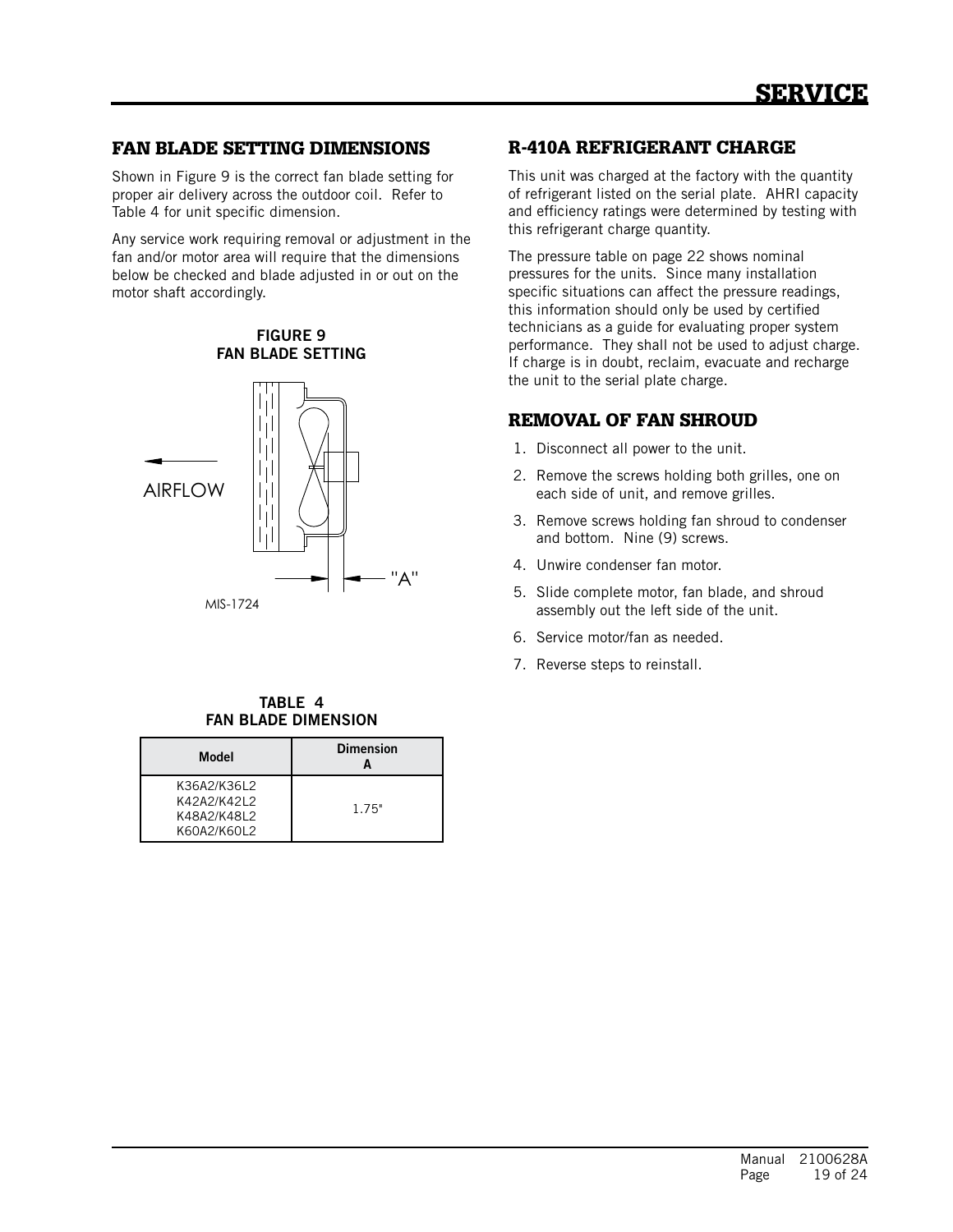# SERVICE

## FAN BLADE SETTING DIMENSIONS

Shown in Figure 9 is the correct fan blade setting for proper air delivery across the outdoor coil. Refer to Table 4 for unit specific dimension.

Any service work requiring removal or adjustment in the fan and/or motor area will require that the dimensions below be checked and blade adjusted in or out on the motor shaft accordingly.

**FIGURE 9**
**FAN BLADE SETTING**

AIRFLOW

"A"

MIS-1724

**TABLE 4**
**FAN BLADE DIMENSION**

| Model | Dimension A |
|---|---|
| K36A2/K36L2<br>K42A2/K42L2<br>K48A2/K48L2<br>K60A2/K60L2 | 1.75" |

## R-410A REFRIGERANT CHARGE

This unit was charged at the factory with the quantity of refrigerant listed on the serial plate. AHRI capacity and efficiency ratings were determined by testing with this refrigerant charge quantity.

The pressure table on page 22 shows nominal pressures for the units. Since many installation specific situations can affect the pressure readings, this information should only be used by certified technicians as a guide for evaluating proper system performance. They shall not be used to adjust charge. If charge is in doubt, reclaim, evacuate and recharge the unit to the serial plate charge.

## REMOVAL OF FAN SHROUD

1. Disconnect all power to the unit.
2. Remove the screws holding both grilles, one on each side of unit, and remove grilles.
3. Remove screws holding fan shroud to condenser and bottom. Nine (9) screws.
4. Unwire condenser fan motor.
5. Slide complete motor, fan blade, and shroud assembly out the left side of the unit.
6. Service motor/fan as needed.
7. Reverse steps to reinstall.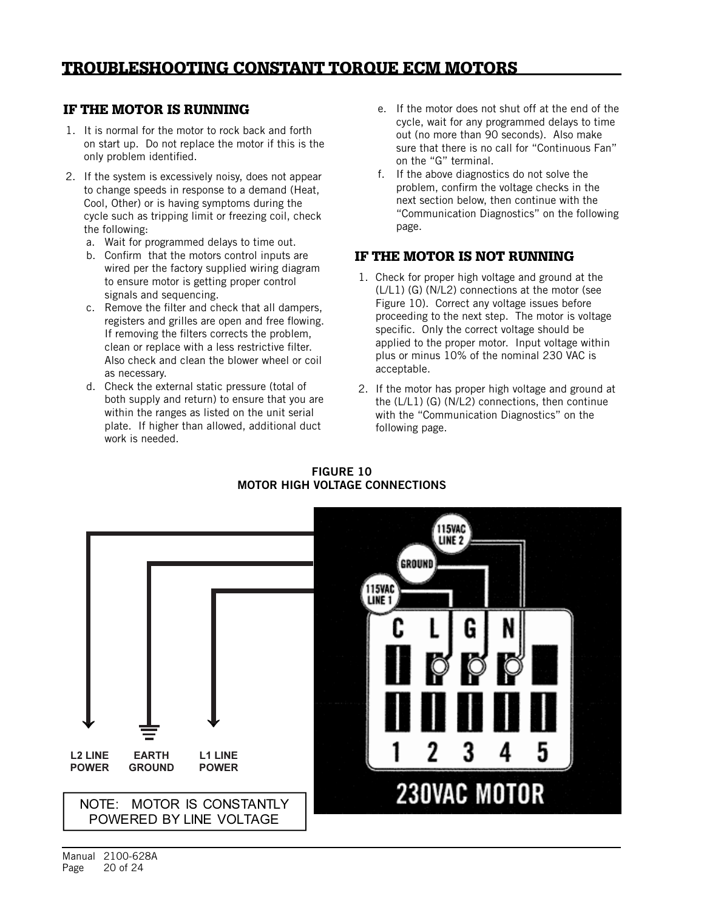# TROUBLESHOOTING CONSTANT TORQUE ECM MOTORS

## IF THE MOTOR IS RUNNING

1. It is normal for the motor to rock back and forth on start up. Do not replace the motor if this is the only problem identified.
2. If the system is excessively noisy, does not appear to change speeds in response to a demand (Heat, Cool, Other) or is having symptoms during the cycle such as tripping limit or freezing coil, check the following:
   a. Wait for programmed delays to time out.
   b. Confirm that the motors control inputs are wired per the factory supplied wiring diagram to ensure motor is getting proper control signals and sequencing.
   c. Remove the filter and check that all dampers, registers and grilles are open and free flowing. If removing the filters corrects the problem, clean or replace with a less restrictive filter. Also check and clean the blower wheel or coil as necessary.
   d. Check the external static pressure (total of both supply and return) to ensure that you are within the ranges as listed on the unit serial plate. If higher than allowed, additional duct work is needed.
   e. If the motor does not shut off at the end of the cycle, wait for any programmed delays to time out (no more than 90 seconds). Also make sure that there is no call for "Continuous Fan" on the "G" terminal.
   f. If the above diagnostics do not solve the problem, confirm the voltage checks in the next section below, then continue with the "Communication Diagnostics" on the following page.

## IF THE MOTOR IS NOT RUNNING

1. Check for proper high voltage and ground at the (L/L1) (G) (N/L2) connections at the motor (see Figure 10). Correct any voltage issues before proceeding to the next step. The motor is voltage specific. Only the correct voltage should be applied to the proper motor. Input voltage within plus or minus 10% of the nominal 230 VAC is acceptable.
2. If the motor has proper high voltage and ground at the (L/L1) (G) (N/L2) connections, then continue with the "Communication Diagnostics" on the following page.

**FIGURE 10**
**MOTOR HIGH VOLTAGE CONNECTIONS**

L2 LINE POWER — EARTH GROUND — L1 LINE POWER

115VAC LINE 1 — GROUND — 115VAC LINE 2

C L G N

1 2 3 4 5

230VAC MOTOR

NOTE: MOTOR IS CONSTANTLY POWERED BY LINE VOLTAGE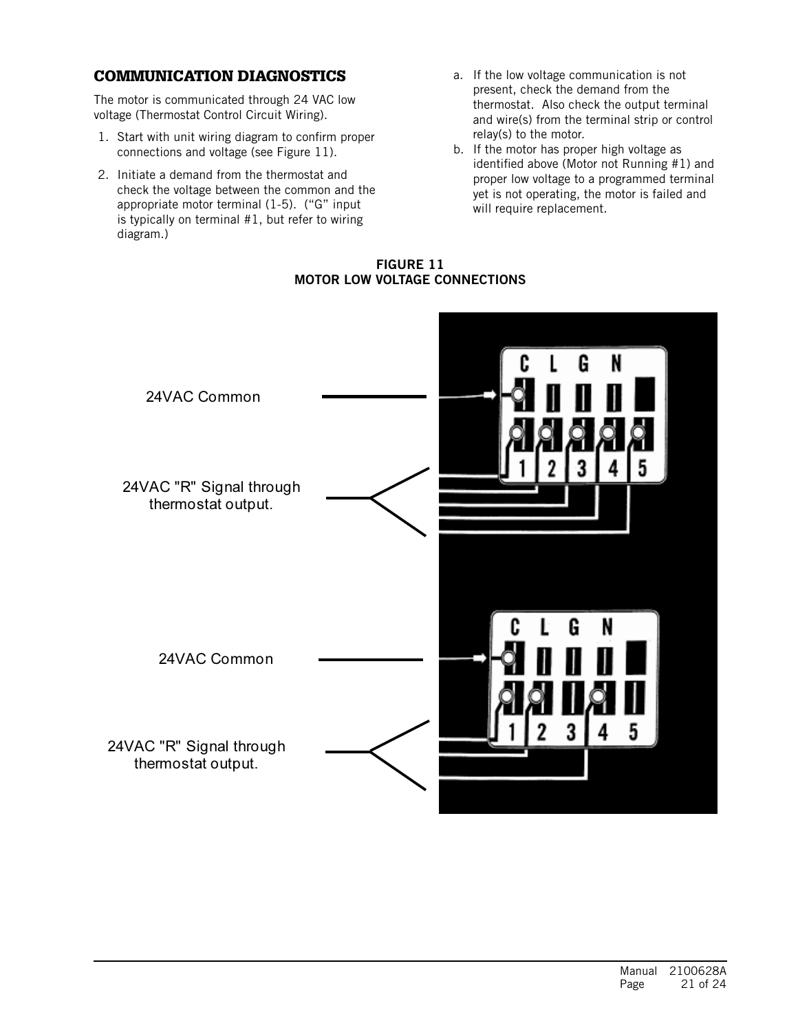## COMMUNICATION DIAGNOSTICS

The motor is communicated through 24 VAC low voltage (Thermostat Control Circuit Wiring).

1. Start with unit wiring diagram to confirm proper connections and voltage (see Figure 11).
2. Initiate a demand from the thermostat and check the voltage between the common and the appropriate motor terminal (1-5). ("G" input is typically on terminal #1, but refer to wiring diagram.)

a. If the low voltage communication is not present, check the demand from the thermostat. Also check the output terminal and wire(s) from the terminal strip or control relay(s) to the motor.

b. If the motor has proper high voltage as identified above (Motor not Running #1) and proper low voltage to a programmed terminal yet is not operating, the motor is failed and will require replacement.

**FIGURE 11**
**MOTOR LOW VOLTAGE CONNECTIONS**

24VAC Common

24VAC "R" Signal through thermostat output.

C L G N
1 2 3 4 5

24VAC Common

24VAC "R" Signal through thermostat output.

C L G N
1 2 3 4 5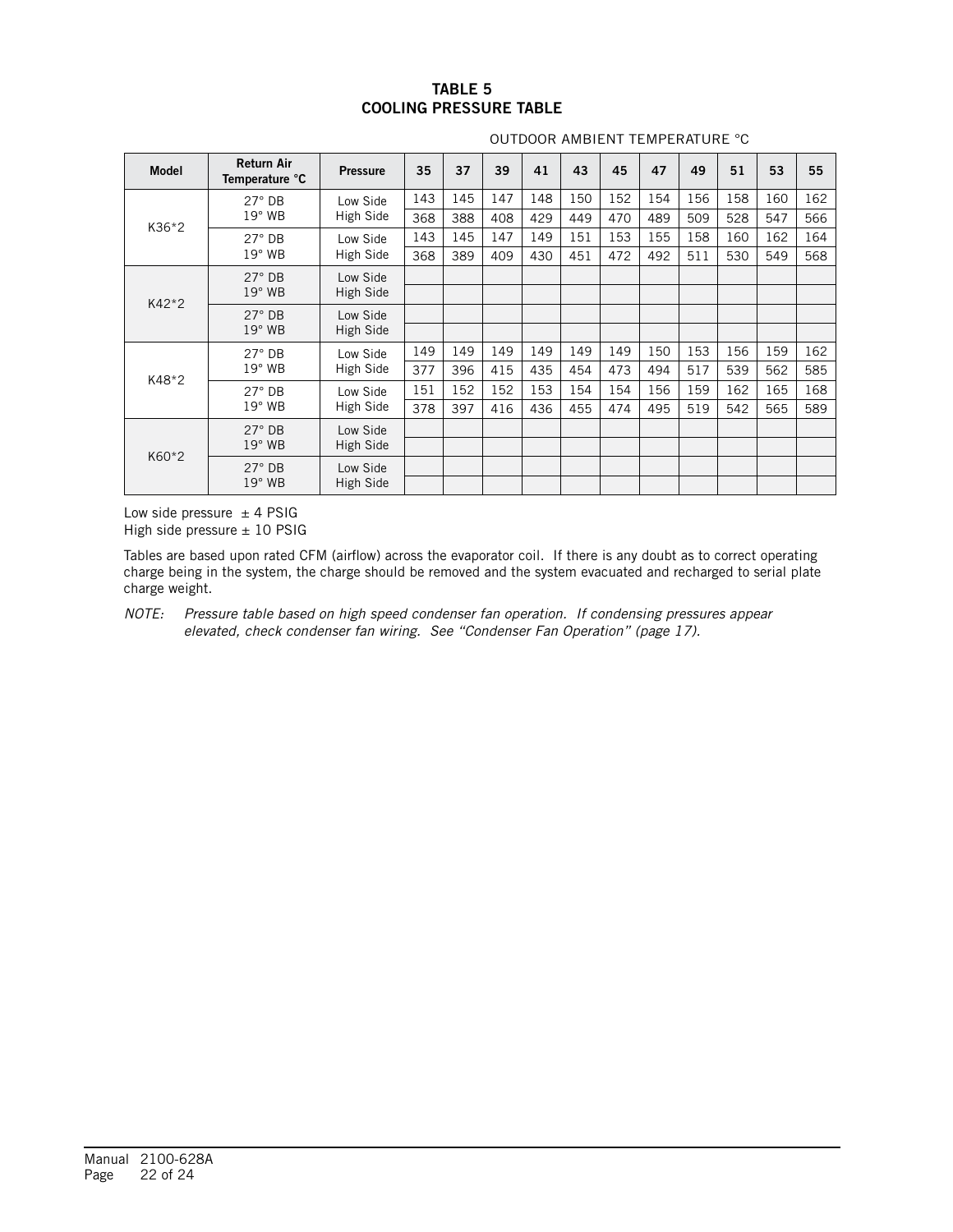# TABLE 5
# COOLING PRESSURE TABLE

| Model | Return Air Temperature °C | Pressure | OUTDOOR AMBIENT TEMPERATURE °C | | | | | | | | | | |
|---|---|---|---|---|---|---|---|---|---|---|---|---|---|
| | | | 35 | 37 | 39 | 41 | 43 | 45 | 47 | 49 | 51 | 53 | 55 |
| K36*2 | 27° DB 19° WB | Low Side | 143 | 145 | 147 | 148 | 150 | 152 | 154 | 156 | 158 | 160 | 162 |
| | | High Side | 368 | 388 | 408 | 429 | 449 | 470 | 489 | 509 | 528 | 547 | 566 |
| | 27° DB 19° WB | Low Side | 143 | 145 | 147 | 149 | 151 | 153 | 155 | 158 | 160 | 162 | 164 |
| | | High Side | 368 | 389 | 409 | 430 | 451 | 472 | 492 | 511 | 530 | 549 | 568 |
| K42*2 | 27° DB 19° WB | Low Side | | | | | | | | | | | |
| | | High Side | | | | | | | | | | | |
| | 27° DB 19° WB | Low Side | | | | | | | | | | | |
| | | High Side | | | | | | | | | | | |
| K48*2 | 27° DB 19° WB | Low Side | 149 | 149 | 149 | 149 | 149 | 149 | 150 | 153 | 156 | 159 | 162 |
| | | High Side | 377 | 396 | 415 | 435 | 454 | 473 | 494 | 517 | 539 | 562 | 585 |
| | 27° DB 19° WB | Low Side | 151 | 152 | 152 | 153 | 154 | 154 | 156 | 159 | 162 | 165 | 168 |
| | | High Side | 378 | 397 | 416 | 436 | 455 | 474 | 495 | 519 | 542 | 565 | 589 |
| K60*2 | 27° DB 19° WB | Low Side | | | | | | | | | | | |
| | | High Side | | | | | | | | | | | |
| | 27° DB 19° WB | Low Side | | | | | | | | | | | |
| | | High Side | | | | | | | | | | | |

Low side pressure ± 4 PSIG
High side pressure ± 10 PSIG

Tables are based upon rated CFM (airflow) across the evaporator coil. If there is any doubt as to correct operating charge being in the system, the charge should be removed and the system evacuated and recharged to serial plate charge weight.

*NOTE: Pressure table based on high speed condenser fan operation. If condensing pressures appear elevated, check condenser fan wiring. See "Condenser Fan Operation" (page 17).*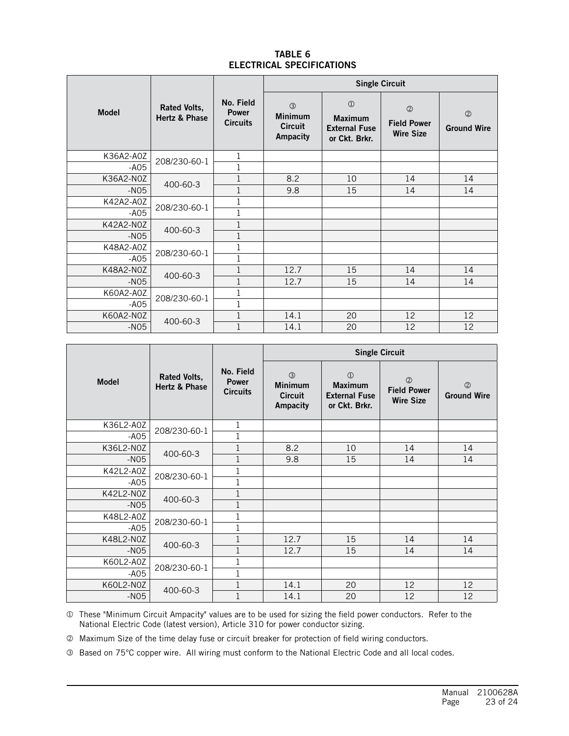# TABLE 6
# ELECTRICAL SPECIFICATIONS

| Model | Rated Volts, Hertz & Phase | No. Field Power Circuits | Single Circuit | | | |
|---|---|---|---|---|---|---|
| | | | ③ Minimum Circuit Ampacity | ① Maximum External Fuse or Ckt. Brkr. | ② Field Power Wire Size | ② Ground Wire |
| K36A2-A0Z | 208/230-60-1 | 1 | | | | |
| -A05 | | 1 | | | | |
| K36A2-N0Z | 400-60-3 | 1 | 8.2 | 10 | 14 | 14 |
| -N05 | | 1 | 9.8 | 15 | 14 | 14 |
| K42A2-A0Z | 208/230-60-1 | 1 | | | | |
| -A05 | | 1 | | | | |
| K42A2-N0Z | 400-60-3 | 1 | | | | |
| -N05 | | 1 | | | | |
| K48A2-A0Z | 208/230-60-1 | 1 | | | | |
| -A05 | | 1 | | | | |
| K48A2-N0Z | 400-60-3 | 1 | 12.7 | 15 | 14 | 14 |
| -N05 | | 1 | 12.7 | 15 | 14 | 14 |
| K60A2-A0Z | 208/230-60-1 | 1 | | | | |
| -A05 | | 1 | | | | |
| K60A2-N0Z | 400-60-3 | 1 | 14.1 | 20 | 12 | 12 |
| -N05 | | 1 | 14.1 | 20 | 12 | 12 |

| Model | Rated Volts, Hertz & Phase | No. Field Power Circuits | Single Circuit | | | |
|---|---|---|---|---|---|---|
| | | | ③ Minimum Circuit Ampacity | ① Maximum External Fuse or Ckt. Brkr. | ② Field Power Wire Size | ② Ground Wire |
| K36L2-A0Z | 208/230-60-1 | 1 | | | | |
| -A05 | | 1 | | | | |
| K36L2-N0Z | 400-60-3 | 1 | 8.2 | 10 | 14 | 14 |
| -N05 | | 1 | 9.8 | 15 | 14 | 14 |
| K42L2-A0Z | 208/230-60-1 | 1 | | | | |
| -A05 | | 1 | | | | |
| K42L2-N0Z | 400-60-3 | 1 | | | | |
| -N05 | | 1 | | | | |
| K48L2-A0Z | 208/230-60-1 | 1 | | | | |
| -A05 | | 1 | | | | |
| K48L2-N0Z | 400-60-3 | 1 | 12.7 | 15 | 14 | 14 |
| -N05 | | 1 | 12.7 | 15 | 14 | 14 |
| K60L2-A0Z | 208/230-60-1 | 1 | | | | |
| -A05 | | 1 | | | | |
| K60L2-N0Z | 400-60-3 | 1 | 14.1 | 20 | 12 | 12 |
| -N05 | | 1 | 14.1 | 20 | 12 | 12 |

① These "Minimum Circuit Ampacity" values are to be used for sizing the field power conductors. Refer to the National Electric Code (latest version), Article 310 for power conductor sizing.

② Maximum Size of the time delay fuse or circuit breaker for protection of field wiring conductors.

③ Based on 75°C copper wire. All wiring must conform to the National Electric Code and all local codes.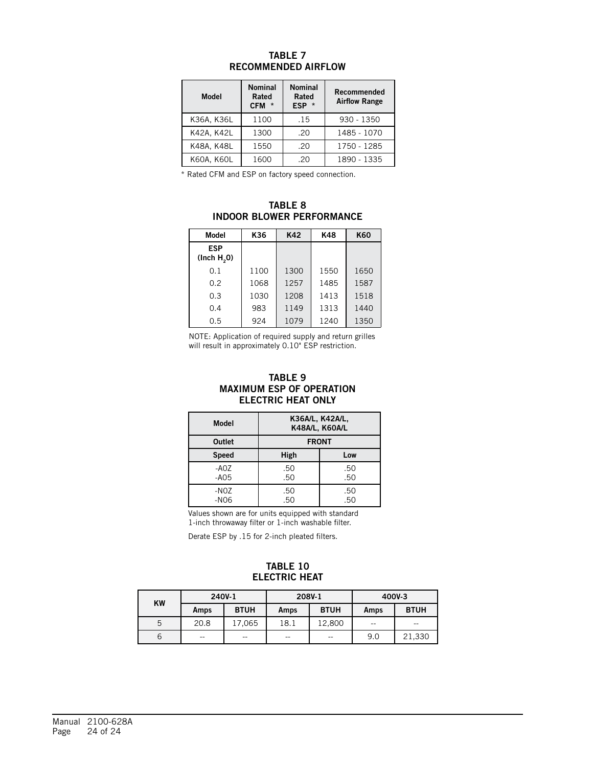## TABLE 7
## RECOMMENDED AIRFLOW

| Model | Nominal Rated CFM * | Nominal Rated ESP * | Recommended Airflow Range |
|---|---|---|---|
| K36A, K36L | 1100 | .15 | 930 - 1350 |
| K42A, K42L | 1300 | .20 | 1485 - 1070 |
| K48A, K48L | 1550 | .20 | 1750 - 1285 |
| K60A, K60L | 1600 | .20 | 1890 - 1335 |

* Rated CFM and ESP on factory speed connection.

## TABLE 8
## INDOOR BLOWER PERFORMANCE

| Model | K36 | K42 | K48 | K60 |
|---|---|---|---|---|
| ESP (Inch $H_2O$) | | | | |
| 0.1 | 1100 | 1300 | 1550 | 1650 |
| 0.2 | 1068 | 1257 | 1485 | 1587 |
| 0.3 | 1030 | 1208 | 1413 | 1518 |
| 0.4 | 983 | 1149 | 1313 | 1440 |
| 0.5 | 924 | 1079 | 1240 | 1350 |

NOTE: Application of required supply and return grilles will result in approximately 0.10" ESP restriction.

## TABLE 9
## MAXIMUM ESP OF OPERATION
## ELECTRIC HEAT ONLY

| Model | K36A/L, K42A/L, K48A/L, K60A/L | |
|---|---|---|
| Outlet | FRONT | |
| Speed | High | Low |
| -A0Z<br>-A05 | .50<br>.50 | .50<br>.50 |
| -N0Z<br>-N06 | .50<br>.50 | .50<br>.50 |

Values shown are for units equipped with standard 1-inch throwaway filter or 1-inch washable filter.

Derate ESP by .15 for 2-inch pleated filters.

## TABLE 10
## ELECTRIC HEAT

| KW | 240V-1 | | 208V-1 | | 400V-3 | |
|---|---|---|---|---|---|---|
| | Amps | BTUH | Amps | BTUH | Amps | BTUH |
| 5 | 20.8 | 17,065 | 18.1 | 12,800 | -- | -- |
| 6 | -- | -- | -- | -- | 9.0 | 21,330 |

Manual 2100-628A